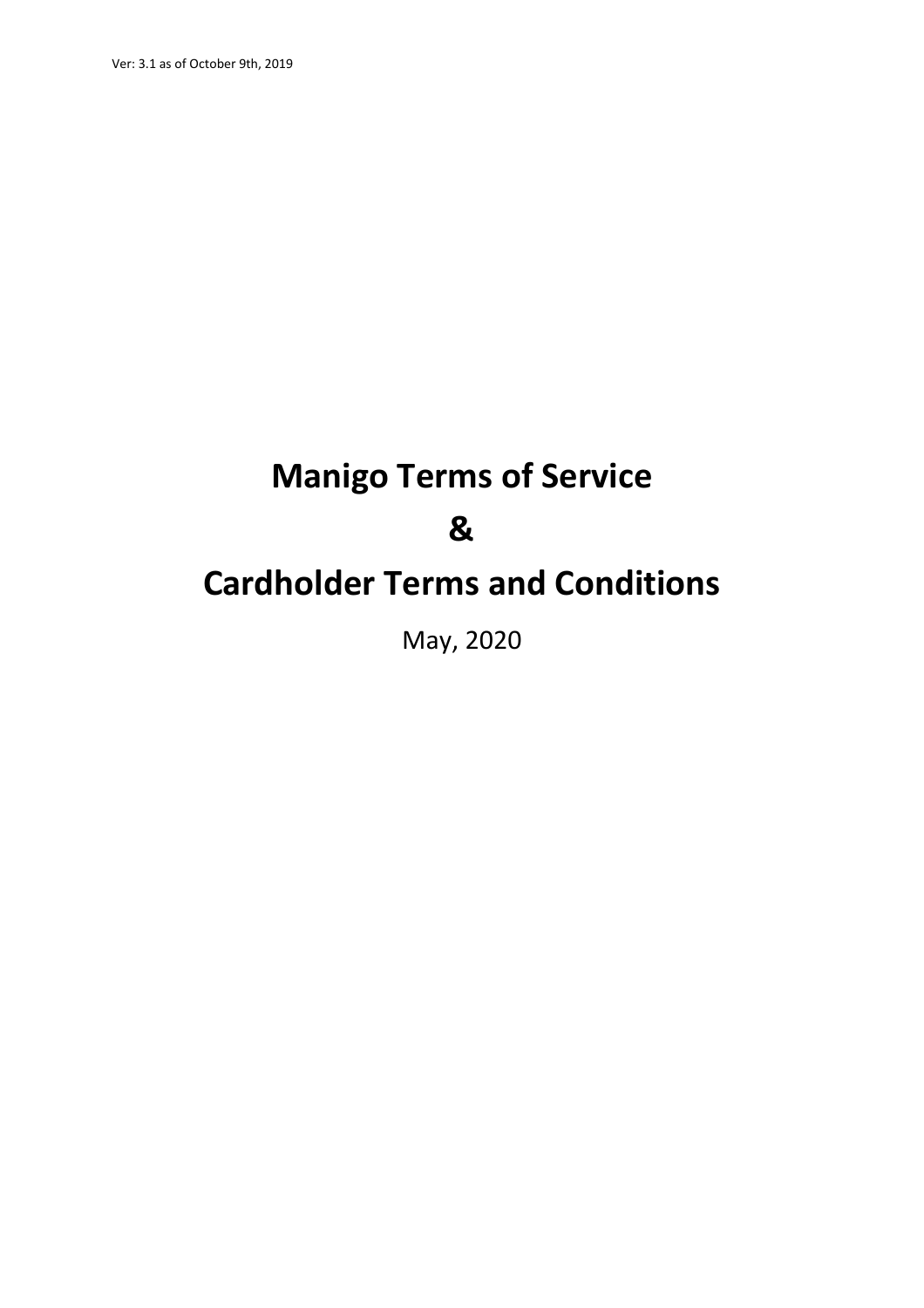Ver: 3.1 as of October 9th, 2019

# Manigo Terms of Service

# &

# Cardholder Terms and Conditions

May, 2020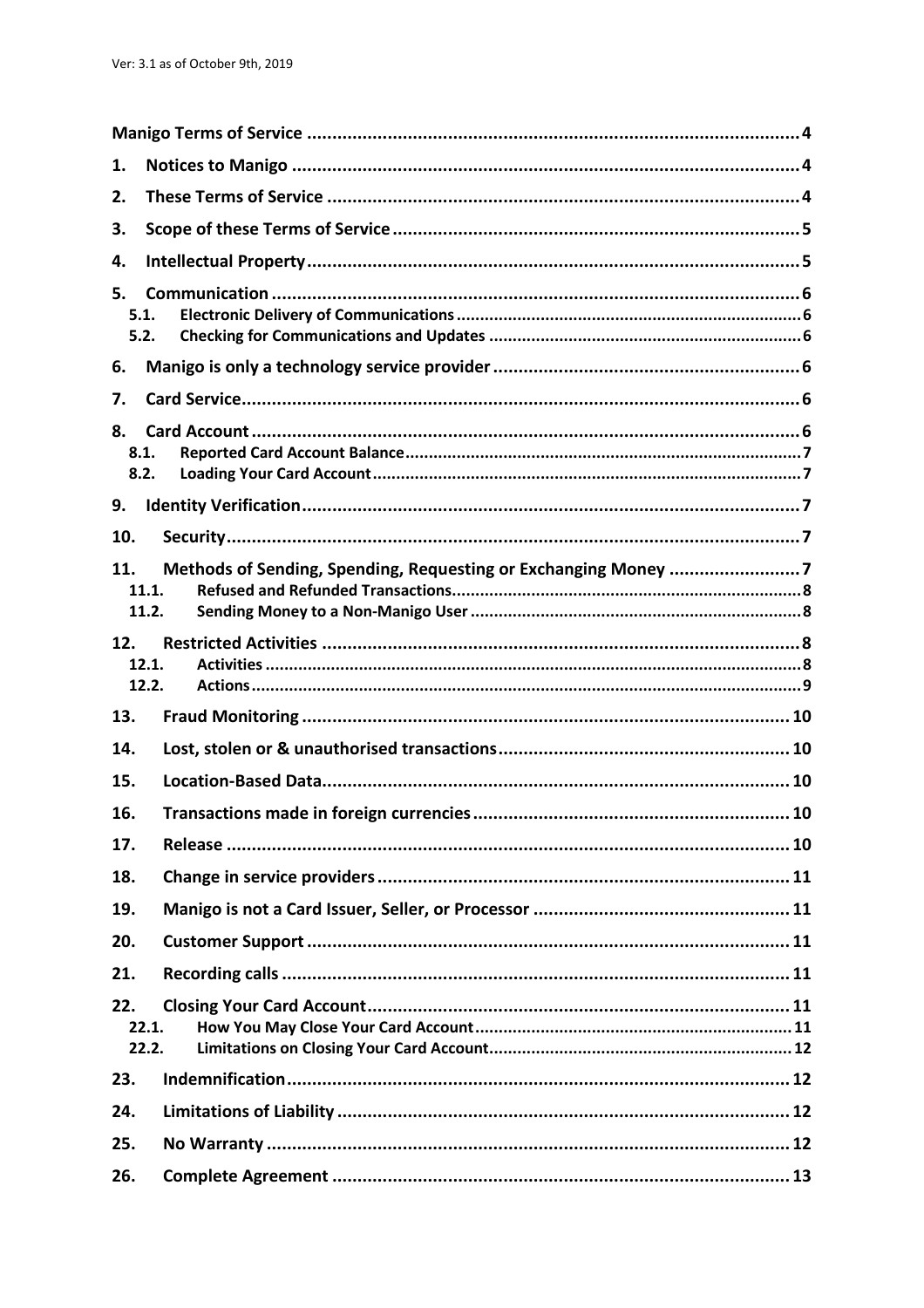Ver: 3.1 as of October 9th, 2019

| | |
|---|---|
| **Manigo Terms of Service** | **4** |
| **1. Notices to Manigo** | **4** |
| **2. These Terms of Service** | **4** |
| **3. Scope of these Terms of Service** | **5** |
| **4. Intellectual Property** | **5** |
| **5. Communication** | **6** |
| **5.1. Electronic Delivery of Communications** | **6** |
| **5.2. Checking for Communications and Updates** | **6** |
| **6. Manigo is only a technology service provider** | **6** |
| **7. Card Service** | **6** |
| **8. Card Account** | **6** |
| **8.1. Reported Card Account Balance** | **7** |
| **8.2. Loading Your Card Account** | **7** |
| **9. Identity Verification** | **7** |
| **10. Security** | **7** |
| **11. Methods of Sending, Spending, Requesting or Exchanging Money** | **7** |
| **11.1. Refused and Refunded Transactions** | **8** |
| **11.2. Sending Money to a Non-Manigo User** | **8** |
| **12. Restricted Activities** | **8** |
| **12.1. Activities** | **8** |
| **12.2. Actions** | **9** |
| **13. Fraud Monitoring** | **10** |
| **14. Lost, stolen or & unauthorised transactions** | **10** |
| **15. Location-Based Data** | **10** |
| **16. Transactions made in foreign currencies** | **10** |
| **17. Release** | **10** |
| **18. Change in service providers** | **11** |
| **19. Manigo is not a Card Issuer, Seller, or Processor** | **11** |
| **20. Customer Support** | **11** |
| **21. Recording calls** | **11** |
| **22. Closing Your Card Account** | **11** |
| **22.1. How You May Close Your Card Account** | **11** |
| **22.2. Limitations on Closing Your Card Account** | **12** |
| **23. Indemnification** | **12** |
| **24. Limitations of Liability** | **12** |
| **25. No Warranty** | **12** |
| **26. Complete Agreement** | **13** |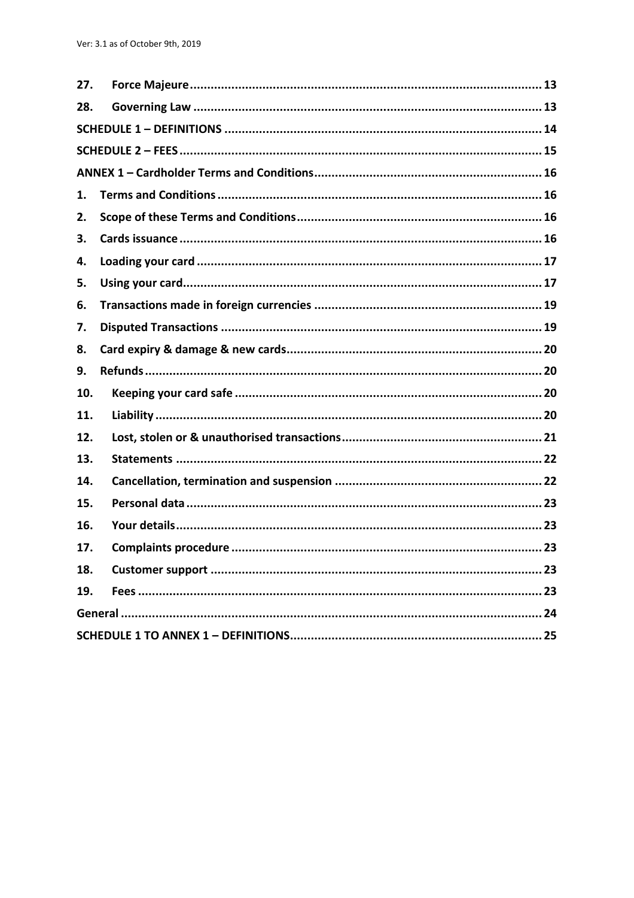| | | |
|---|---|---|
| **27.** | **Force Majeure** | **13** |
| **28.** | **Governing Law** | **13** |
| **SCHEDULE 1 – DEFINITIONS** | | **14** |
| **SCHEDULE 2 – FEES** | | **15** |
| **ANNEX 1 – Cardholder Terms and Conditions** | | **16** |
| **1.** | **Terms and Conditions** | **16** |
| **2.** | **Scope of these Terms and Conditions** | **16** |
| **3.** | **Cards issuance** | **16** |
| **4.** | **Loading your card** | **17** |
| **5.** | **Using your card** | **17** |
| **6.** | **Transactions made in foreign currencies** | **19** |
| **7.** | **Disputed Transactions** | **19** |
| **8.** | **Card expiry & damage & new cards** | **20** |
| **9.** | **Refunds** | **20** |
| **10.** | **Keeping your card safe** | **20** |
| **11.** | **Liability** | **20** |
| **12.** | **Lost, stolen or & unauthorised transactions** | **21** |
| **13.** | **Statements** | **22** |
| **14.** | **Cancellation, termination and suspension** | **22** |
| **15.** | **Personal data** | **23** |
| **16.** | **Your details** | **23** |
| **17.** | **Complaints procedure** | **23** |
| **18.** | **Customer support** | **23** |
| **19.** | **Fees** | **23** |
| **General** | | **24** |
| **SCHEDULE 1 TO ANNEX 1 – DEFINITIONS** | | **25** |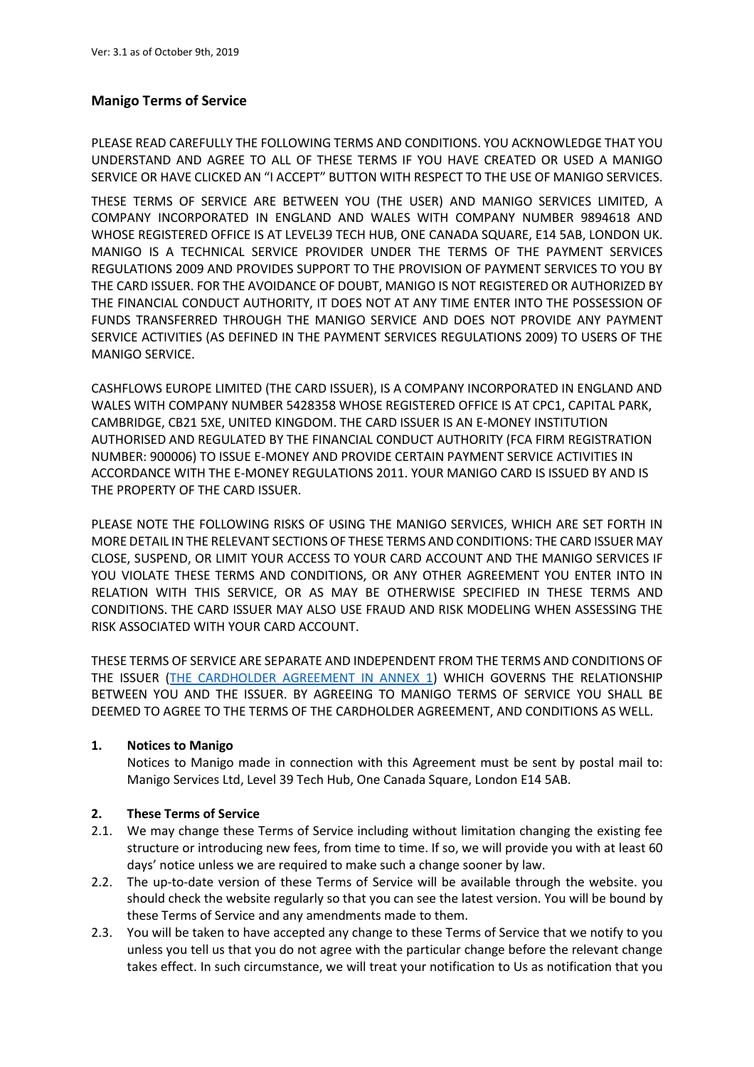Ver: 3.1 as of October 9th, 2019

## Manigo Terms of Service

PLEASE READ CAREFULLY THE FOLLOWING TERMS AND CONDITIONS. YOU ACKNOWLEDGE THAT YOU UNDERSTAND AND AGREE TO ALL OF THESE TERMS IF YOU HAVE CREATED OR USED A MANIGO SERVICE OR HAVE CLICKED AN "I ACCEPT" BUTTON WITH RESPECT TO THE USE OF MANIGO SERVICES.

THESE TERMS OF SERVICE ARE BETWEEN YOU (THE USER) AND MANIGO SERVICES LIMITED, A COMPANY INCORPORATED IN ENGLAND AND WALES WITH COMPANY NUMBER 9894618 AND WHOSE REGISTERED OFFICE IS AT LEVEL39 TECH HUB, ONE CANADA SQUARE, E14 5AB, LONDON UK. MANIGO IS A TECHNICAL SERVICE PROVIDER UNDER THE TERMS OF THE PAYMENT SERVICES REGULATIONS 2009 AND PROVIDES SUPPORT TO THE PROVISION OF PAYMENT SERVICES TO YOU BY THE CARD ISSUER. FOR THE AVOIDANCE OF DOUBT, MANIGO IS NOT REGISTERED OR AUTHORIZED BY THE FINANCIAL CONDUCT AUTHORITY, IT DOES NOT AT ANY TIME ENTER INTO THE POSSESSION OF FUNDS TRANSFERRED THROUGH THE MANIGO SERVICE AND DOES NOT PROVIDE ANY PAYMENT SERVICE ACTIVITIES (AS DEFINED IN THE PAYMENT SERVICES REGULATIONS 2009) TO USERS OF THE MANIGO SERVICE.

CASHFLOWS EUROPE LIMITED (THE CARD ISSUER), IS A COMPANY INCORPORATED IN ENGLAND AND WALES WITH COMPANY NUMBER 5428358 WHOSE REGISTERED OFFICE IS AT CPC1, CAPITAL PARK, CAMBRIDGE, CB21 5XE, UNITED KINGDOM. THE CARD ISSUER IS AN E-MONEY INSTITUTION AUTHORISED AND REGULATED BY THE FINANCIAL CONDUCT AUTHORITY (FCA FIRM REGISTRATION NUMBER: 900006) TO ISSUE E-MONEY AND PROVIDE CERTAIN PAYMENT SERVICE ACTIVITIES IN ACCORDANCE WITH THE E-MONEY REGULATIONS 2011. YOUR MANIGO CARD IS ISSUED BY AND IS THE PROPERTY OF THE CARD ISSUER.

PLEASE NOTE THE FOLLOWING RISKS OF USING THE MANIGO SERVICES, WHICH ARE SET FORTH IN MORE DETAIL IN THE RELEVANT SECTIONS OF THESE TERMS AND CONDITIONS: THE CARD ISSUER MAY CLOSE, SUSPEND, OR LIMIT YOUR ACCESS TO YOUR CARD ACCOUNT AND THE MANIGO SERVICES IF YOU VIOLATE THESE TERMS AND CONDITIONS, OR ANY OTHER AGREEMENT YOU ENTER INTO IN RELATION WITH THIS SERVICE, OR AS MAY BE OTHERWISE SPECIFIED IN THESE TERMS AND CONDITIONS. THE CARD ISSUER MAY ALSO USE FRAUD AND RISK MODELING WHEN ASSESSING THE RISK ASSOCIATED WITH YOUR CARD ACCOUNT.

THESE TERMS OF SERVICE ARE SEPARATE AND INDEPENDENT FROM THE TERMS AND CONDITIONS OF THE ISSUER (THE CARDHOLDER AGREEMENT IN ANNEX 1) WHICH GOVERNS THE RELATIONSHIP BETWEEN YOU AND THE ISSUER. BY AGREEING TO MANIGO TERMS OF SERVICE YOU SHALL BE DEEMED TO AGREE TO THE TERMS OF THE CARDHOLDER AGREEMENT, AND CONDITIONS AS WELL.

### 1. Notices to Manigo

Notices to Manigo made in connection with this Agreement must be sent by postal mail to: Manigo Services Ltd, Level 39 Tech Hub, One Canada Square, London E14 5AB.

### 2. These Terms of Service

2.1. We may change these Terms of Service including without limitation changing the existing fee structure or introducing new fees, from time to time. If so, we will provide you with at least 60 days' notice unless we are required to make such a change sooner by law.

2.2. The up-to-date version of these Terms of Service will be available through the website. you should check the website regularly so that you can see the latest version. You will be bound by these Terms of Service and any amendments made to them.

2.3. You will be taken to have accepted any change to these Terms of Service that we notify to you unless you tell us that you do not agree with the particular change before the relevant change takes effect. In such circumstance, we will treat your notification to Us as notification that you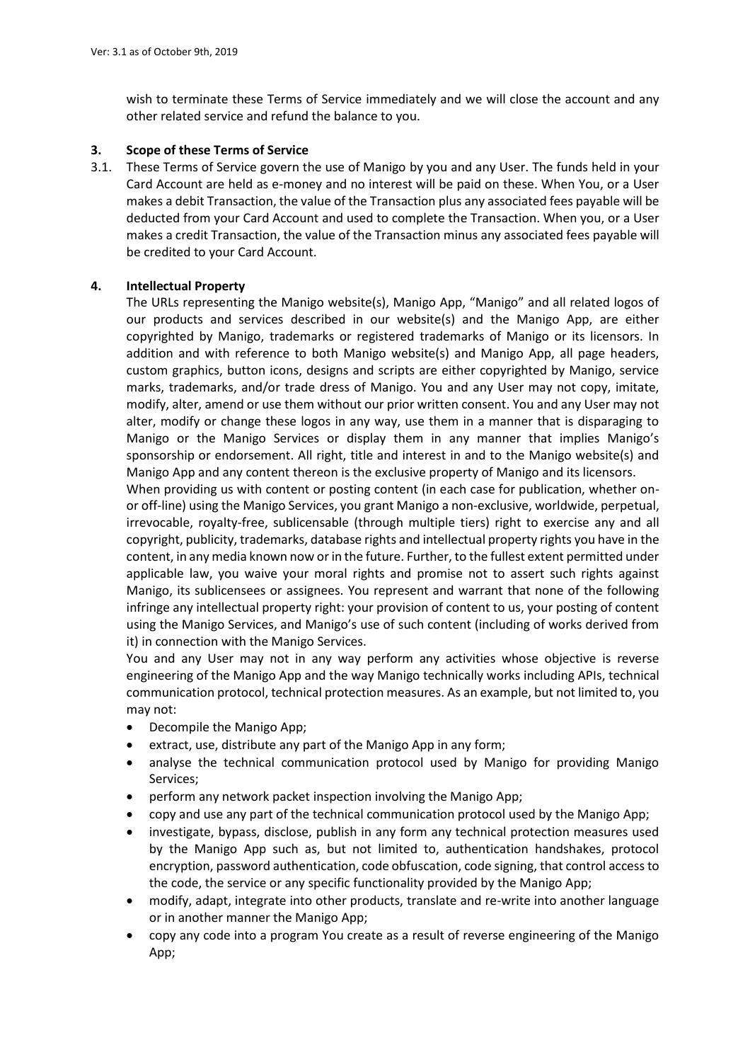wish to terminate these Terms of Service immediately and we will close the account and any other related service and refund the balance to you.

### 3. Scope of these Terms of Service

3.1. These Terms of Service govern the use of Manigo by you and any User. The funds held in your Card Account are held as e-money and no interest will be paid on these. When You, or a User makes a debit Transaction, the value of the Transaction plus any associated fees payable will be deducted from your Card Account and used to complete the Transaction. When you, or a User makes a credit Transaction, the value of the Transaction minus any associated fees payable will be credited to your Card Account.

### 4. Intellectual Property

The URLs representing the Manigo website(s), Manigo App, "Manigo" and all related logos of our products and services described in our website(s) and the Manigo App, are either copyrighted by Manigo, trademarks or registered trademarks of Manigo or its licensors. In addition and with reference to both Manigo website(s) and Manigo App, all page headers, custom graphics, button icons, designs and scripts are either copyrighted by Manigo, service marks, trademarks, and/or trade dress of Manigo. You and any User may not copy, imitate, modify, alter, amend or use them without our prior written consent. You and any User may not alter, modify or change these logos in any way, use them in a manner that is disparaging to Manigo or the Manigo Services or display them in any manner that implies Manigo's sponsorship or endorsement. All right, title and interest in and to the Manigo website(s) and Manigo App and any content thereon is the exclusive property of Manigo and its licensors.

When providing us with content or posting content (in each case for publication, whether on- or off-line) using the Manigo Services, you grant Manigo a non-exclusive, worldwide, perpetual, irrevocable, royalty-free, sublicensable (through multiple tiers) right to exercise any and all copyright, publicity, trademarks, database rights and intellectual property rights you have in the content, in any media known now or in the future. Further, to the fullest extent permitted under applicable law, you waive your moral rights and promise not to assert such rights against Manigo, its sublicensees or assignees. You represent and warrant that none of the following infringe any intellectual property right: your provision of content to us, your posting of content using the Manigo Services, and Manigo's use of such content (including of works derived from it) in connection with the Manigo Services.

You and any User may not in any way perform any activities whose objective is reverse engineering of the Manigo App and the way Manigo technically works including APIs, technical communication protocol, technical protection measures. As an example, but not limited to, you may not:

- Decompile the Manigo App;
- extract, use, distribute any part of the Manigo App in any form;
- analyse the technical communication protocol used by Manigo for providing Manigo Services;
- perform any network packet inspection involving the Manigo App;
- copy and use any part of the technical communication protocol used by the Manigo App;
- investigate, bypass, disclose, publish in any form any technical protection measures used by the Manigo App such as, but not limited to, authentication handshakes, protocol encryption, password authentication, code obfuscation, code signing, that control access to the code, the service or any specific functionality provided by the Manigo App;
- modify, adapt, integrate into other products, translate and re-write into another language or in another manner the Manigo App;
- copy any code into a program You create as a result of reverse engineering of the Manigo App;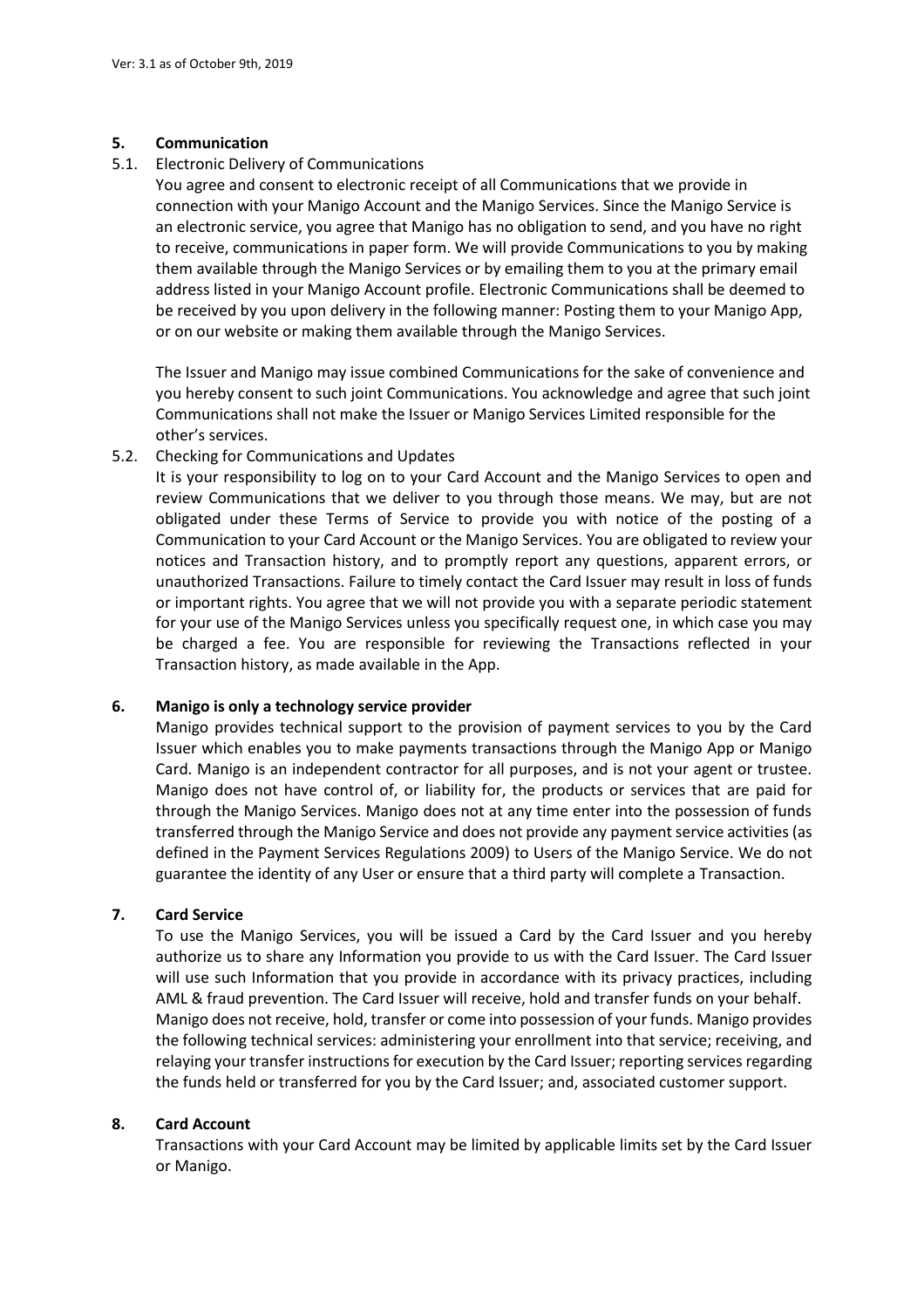## 5. Communication

### 5.1. Electronic Delivery of Communications

You agree and consent to electronic receipt of all Communications that we provide in connection with your Manigo Account and the Manigo Services. Since the Manigo Service is an electronic service, you agree that Manigo has no obligation to send, and you have no right to receive, communications in paper form. We will provide Communications to you by making them available through the Manigo Services or by emailing them to you at the primary email address listed in your Manigo Account profile. Electronic Communications shall be deemed to be received by you upon delivery in the following manner: Posting them to your Manigo App, or on our website or making them available through the Manigo Services.

The Issuer and Manigo may issue combined Communications for the sake of convenience and you hereby consent to such joint Communications. You acknowledge and agree that such joint Communications shall not make the Issuer or Manigo Services Limited responsible for the other's services.

### 5.2. Checking for Communications and Updates

It is your responsibility to log on to your Card Account and the Manigo Services to open and review Communications that we deliver to you through those means. We may, but are not obligated under these Terms of Service to provide you with notice of the posting of a Communication to your Card Account or the Manigo Services. You are obligated to review your notices and Transaction history, and to promptly report any questions, apparent errors, or unauthorized Transactions. Failure to timely contact the Card Issuer may result in loss of funds or important rights. You agree that we will not provide you with a separate periodic statement for your use of the Manigo Services unless you specifically request one, in which case you may be charged a fee. You are responsible for reviewing the Transactions reflected in your Transaction history, as made available in the App.

## 6. Manigo is only a technology service provider

Manigo provides technical support to the provision of payment services to you by the Card Issuer which enables you to make payments transactions through the Manigo App or Manigo Card. Manigo is an independent contractor for all purposes, and is not your agent or trustee. Manigo does not have control of, or liability for, the products or services that are paid for through the Manigo Services. Manigo does not at any time enter into the possession of funds transferred through the Manigo Service and does not provide any payment service activities (as defined in the Payment Services Regulations 2009) to Users of the Manigo Service. We do not guarantee the identity of any User or ensure that a third party will complete a Transaction.

## 7. Card Service

To use the Manigo Services, you will be issued a Card by the Card Issuer and you hereby authorize us to share any Information you provide to us with the Card Issuer. The Card Issuer will use such Information that you provide in accordance with its privacy practices, including AML & fraud prevention. The Card Issuer will receive, hold and transfer funds on your behalf. Manigo does not receive, hold, transfer or come into possession of your funds. Manigo provides the following technical services: administering your enrollment into that service; receiving, and relaying your transfer instructions for execution by the Card Issuer; reporting services regarding the funds held or transferred for you by the Card Issuer; and, associated customer support.

## 8. Card Account

Transactions with your Card Account may be limited by applicable limits set by the Card Issuer or Manigo.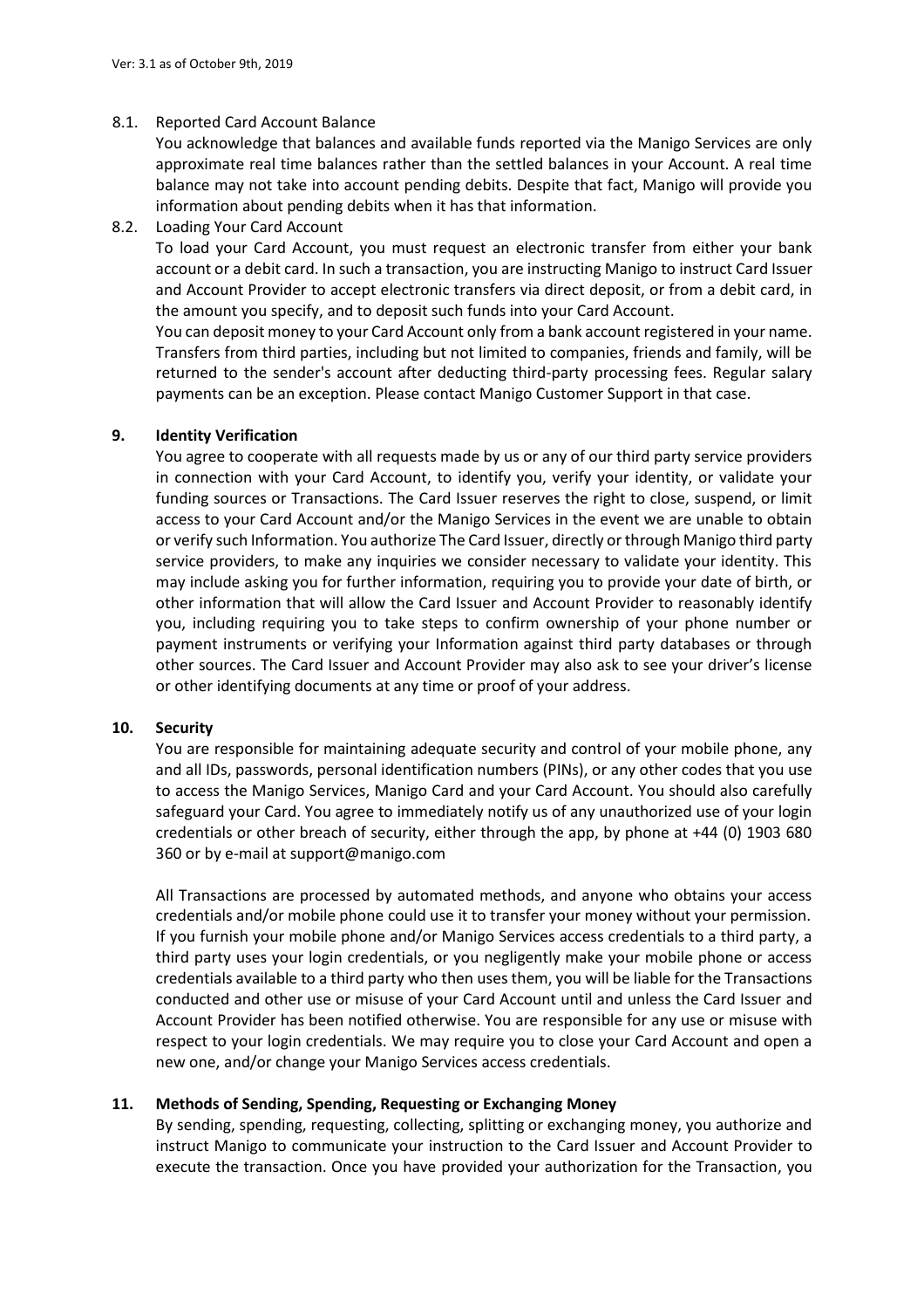### 8.1. Reported Card Account Balance

You acknowledge that balances and available funds reported via the Manigo Services are only approximate real time balances rather than the settled balances in your Account. A real time balance may not take into account pending debits. Despite that fact, Manigo will provide you information about pending debits when it has that information.

### 8.2. Loading Your Card Account

To load your Card Account, you must request an electronic transfer from either your bank account or a debit card. In such a transaction, you are instructing Manigo to instruct Card Issuer and Account Provider to accept electronic transfers via direct deposit, or from a debit card, in the amount you specify, and to deposit such funds into your Card Account.

You can deposit money to your Card Account only from a bank account registered in your name. Transfers from third parties, including but not limited to companies, friends and family, will be returned to the sender's account after deducting third-party processing fees. Regular salary payments can be an exception. Please contact Manigo Customer Support in that case.

## 9. Identity Verification

You agree to cooperate with all requests made by us or any of our third party service providers in connection with your Card Account, to identify you, verify your identity, or validate your funding sources or Transactions. The Card Issuer reserves the right to close, suspend, or limit access to your Card Account and/or the Manigo Services in the event we are unable to obtain or verify such Information. You authorize The Card Issuer, directly or through Manigo third party service providers, to make any inquiries we consider necessary to validate your identity. This may include asking you for further information, requiring you to provide your date of birth, or other information that will allow the Card Issuer and Account Provider to reasonably identify you, including requiring you to take steps to confirm ownership of your phone number or payment instruments or verifying your Information against third party databases or through other sources. The Card Issuer and Account Provider may also ask to see your driver's license or other identifying documents at any time or proof of your address.

## 10. Security

You are responsible for maintaining adequate security and control of your mobile phone, any and all IDs, passwords, personal identification numbers (PINs), or any other codes that you use to access the Manigo Services, Manigo Card and your Card Account. You should also carefully safeguard your Card. You agree to immediately notify us of any unauthorized use of your login credentials or other breach of security, either through the app, by phone at +44 (0) 1903 680 360 or by e-mail at support@manigo.com

All Transactions are processed by automated methods, and anyone who obtains your access credentials and/or mobile phone could use it to transfer your money without your permission. If you furnish your mobile phone and/or Manigo Services access credentials to a third party, a third party uses your login credentials, or you negligently make your mobile phone or access credentials available to a third party who then uses them, you will be liable for the Transactions conducted and other use or misuse of your Card Account until and unless the Card Issuer and Account Provider has been notified otherwise. You are responsible for any use or misuse with respect to your login credentials. We may require you to close your Card Account and open a new one, and/or change your Manigo Services access credentials.

## 11. Methods of Sending, Spending, Requesting or Exchanging Money

By sending, spending, requesting, collecting, splitting or exchanging money, you authorize and instruct Manigo to communicate your instruction to the Card Issuer and Account Provider to execute the transaction. Once you have provided your authorization for the Transaction, you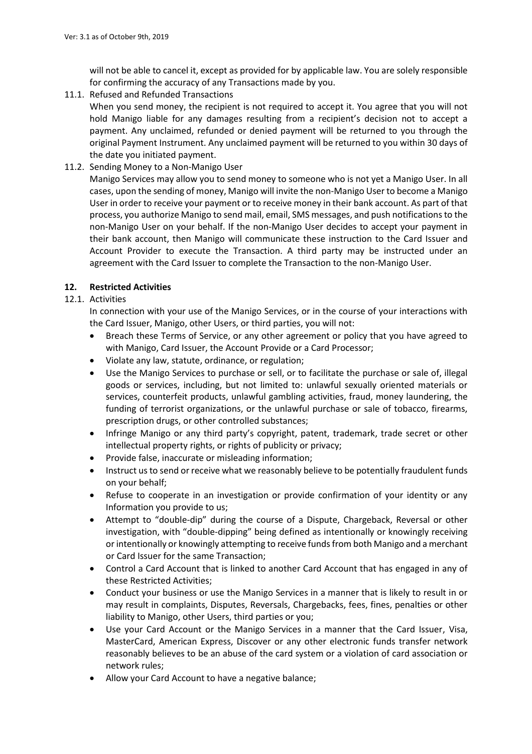will not be able to cancel it, except as provided for by applicable law. You are solely responsible for confirming the accuracy of any Transactions made by you.

11.1. Refused and Refunded Transactions

When you send money, the recipient is not required to accept it. You agree that you will not hold Manigo liable for any damages resulting from a recipient's decision not to accept a payment. Any unclaimed, refunded or denied payment will be returned to you through the original Payment Instrument. Any unclaimed payment will be returned to you within 30 days of the date you initiated payment.

11.2. Sending Money to a Non-Manigo User

Manigo Services may allow you to send money to someone who is not yet a Manigo User. In all cases, upon the sending of money, Manigo will invite the non-Manigo User to become a Manigo User in order to receive your payment or to receive money in their bank account. As part of that process, you authorize Manigo to send mail, email, SMS messages, and push notifications to the non-Manigo User on your behalf. If the non-Manigo User decides to accept your payment in their bank account, then Manigo will communicate these instruction to the Card Issuer and Account Provider to execute the Transaction. A third party may be instructed under an agreement with the Card Issuer to complete the Transaction to the non-Manigo User.

## 12. Restricted Activities

12.1. Activities

In connection with your use of the Manigo Services, or in the course of your interactions with the Card Issuer, Manigo, other Users, or third parties, you will not:

- Breach these Terms of Service, or any other agreement or policy that you have agreed to with Manigo, Card Issuer, the Account Provide or a Card Processor;
- Violate any law, statute, ordinance, or regulation;
- Use the Manigo Services to purchase or sell, or to facilitate the purchase or sale of, illegal goods or services, including, but not limited to: unlawful sexually oriented materials or services, counterfeit products, unlawful gambling activities, fraud, money laundering, the funding of terrorist organizations, or the unlawful purchase or sale of tobacco, firearms, prescription drugs, or other controlled substances;
- Infringe Manigo or any third party's copyright, patent, trademark, trade secret or other intellectual property rights, or rights of publicity or privacy;
- Provide false, inaccurate or misleading information;
- Instruct us to send or receive what we reasonably believe to be potentially fraudulent funds on your behalf;
- Refuse to cooperate in an investigation or provide confirmation of your identity or any Information you provide to us;
- Attempt to "double-dip" during the course of a Dispute, Chargeback, Reversal or other investigation, with "double-dipping" being defined as intentionally or knowingly receiving or intentionally or knowingly attempting to receive funds from both Manigo and a merchant or Card Issuer for the same Transaction;
- Control a Card Account that is linked to another Card Account that has engaged in any of these Restricted Activities;
- Conduct your business or use the Manigo Services in a manner that is likely to result in or may result in complaints, Disputes, Reversals, Chargebacks, fees, fines, penalties or other liability to Manigo, other Users, third parties or you;
- Use your Card Account or the Manigo Services in a manner that the Card Issuer, Visa, MasterCard, American Express, Discover or any other electronic funds transfer network reasonably believes to be an abuse of the card system or a violation of card association or network rules;
- Allow your Card Account to have a negative balance;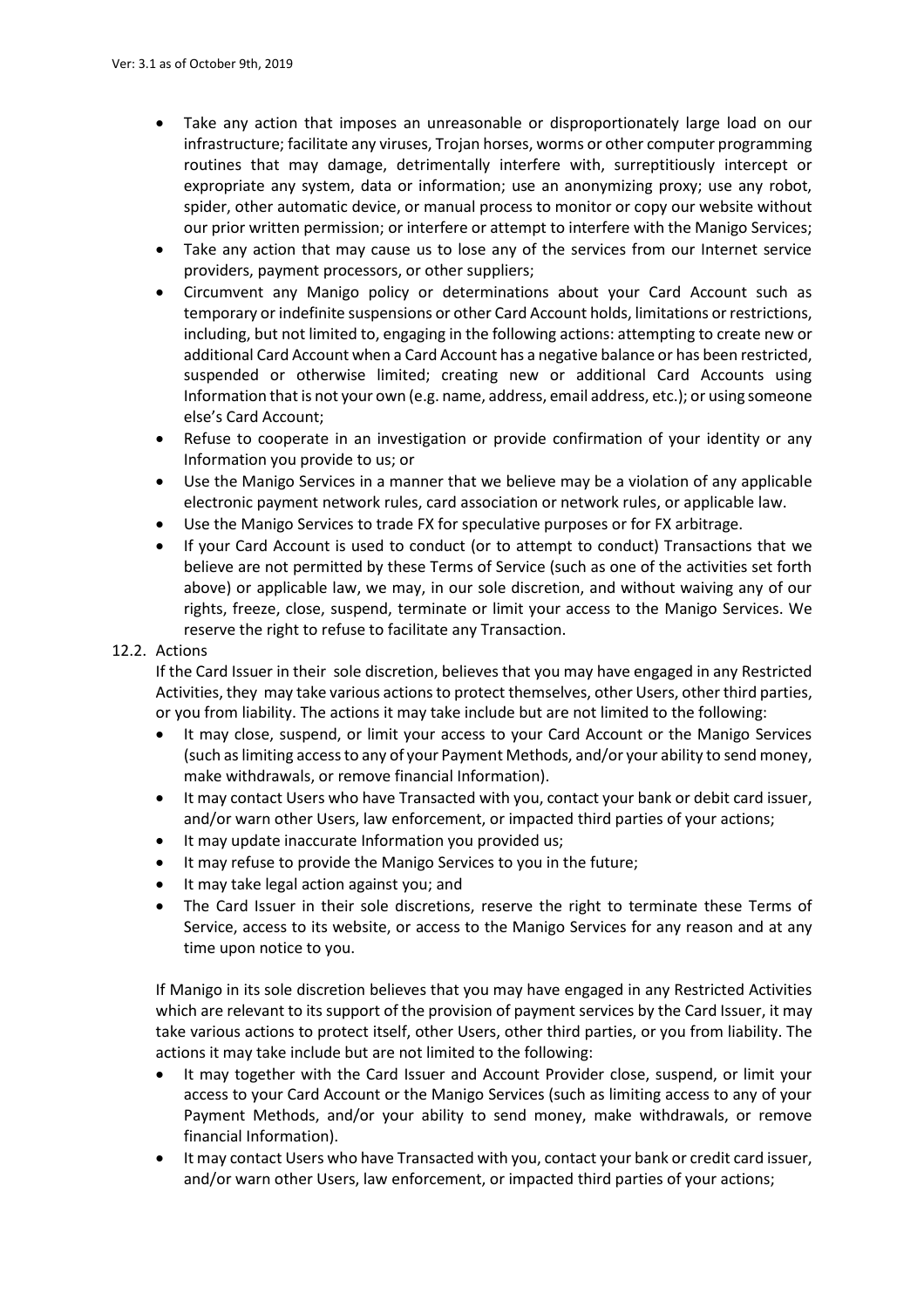- Take any action that imposes an unreasonable or disproportionately large load on our infrastructure; facilitate any viruses, Trojan horses, worms or other computer programming routines that may damage, detrimentally interfere with, surreptitiously intercept or expropriate any system, data or information; use an anonymizing proxy; use any robot, spider, other automatic device, or manual process to monitor or copy our website without our prior written permission; or interfere or attempt to interfere with the Manigo Services;
- Take any action that may cause us to lose any of the services from our Internet service providers, payment processors, or other suppliers;
- Circumvent any Manigo policy or determinations about your Card Account such as temporary or indefinite suspensions or other Card Account holds, limitations or restrictions, including, but not limited to, engaging in the following actions: attempting to create new or additional Card Account when a Card Account has a negative balance or has been restricted, suspended or otherwise limited; creating new or additional Card Accounts using Information that is not your own (e.g. name, address, email address, etc.); or using someone else's Card Account;
- Refuse to cooperate in an investigation or provide confirmation of your identity or any Information you provide to us; or
- Use the Manigo Services in a manner that we believe may be a violation of any applicable electronic payment network rules, card association or network rules, or applicable law.
- Use the Manigo Services to trade FX for speculative purposes or for FX arbitrage.
- If your Card Account is used to conduct (or to attempt to conduct) Transactions that we believe are not permitted by these Terms of Service (such as one of the activities set forth above) or applicable law, we may, in our sole discretion, and without waiving any of our rights, freeze, close, suspend, terminate or limit your access to the Manigo Services. We reserve the right to refuse to facilitate any Transaction.

12.2. Actions

If the Card Issuer in their sole discretion, believes that you may have engaged in any Restricted Activities, they may take various actions to protect themselves, other Users, other third parties, or you from liability. The actions it may take include but are not limited to the following:

- It may close, suspend, or limit your access to your Card Account or the Manigo Services (such as limiting access to any of your Payment Methods, and/or your ability to send money, make withdrawals, or remove financial Information).
- It may contact Users who have Transacted with you, contact your bank or debit card issuer, and/or warn other Users, law enforcement, or impacted third parties of your actions;
- It may update inaccurate Information you provided us;
- It may refuse to provide the Manigo Services to you in the future;
- It may take legal action against you; and
- The Card Issuer in their sole discretions, reserve the right to terminate these Terms of Service, access to its website, or access to the Manigo Services for any reason and at any time upon notice to you.

If Manigo in its sole discretion believes that you may have engaged in any Restricted Activities which are relevant to its support of the provision of payment services by the Card Issuer, it may take various actions to protect itself, other Users, other third parties, or you from liability. The actions it may take include but are not limited to the following:

- It may together with the Card Issuer and Account Provider close, suspend, or limit your access to your Card Account or the Manigo Services (such as limiting access to any of your Payment Methods, and/or your ability to send money, make withdrawals, or remove financial Information).
- It may contact Users who have Transacted with you, contact your bank or credit card issuer, and/or warn other Users, law enforcement, or impacted third parties of your actions;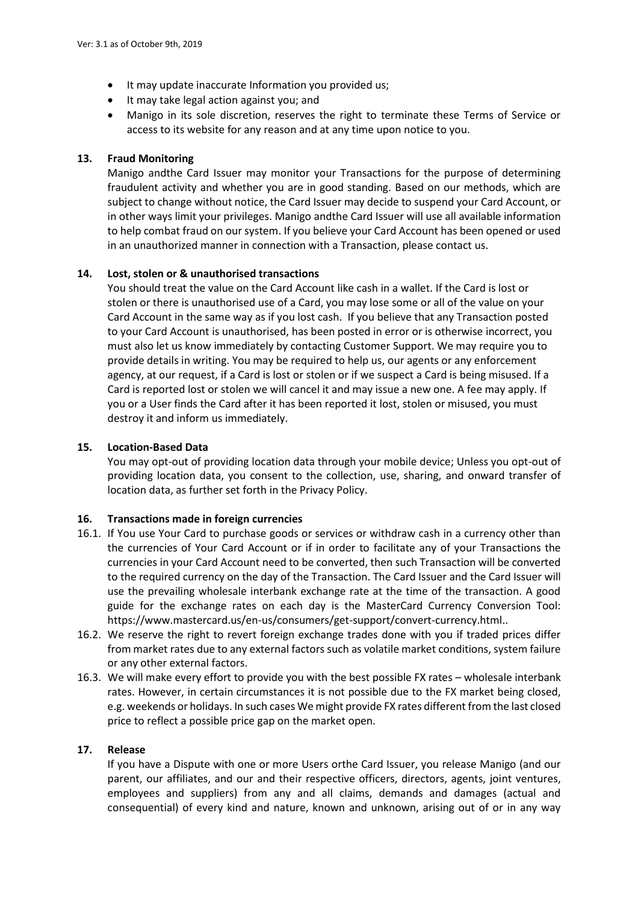- It may update inaccurate Information you provided us;
- It may take legal action against you; and
- Manigo in its sole discretion, reserves the right to terminate these Terms of Service or access to its website for any reason and at any time upon notice to you.

**13. Fraud Monitoring**

Manigo andthe Card Issuer may monitor your Transactions for the purpose of determining fraudulent activity and whether you are in good standing. Based on our methods, which are subject to change without notice, the Card Issuer may decide to suspend your Card Account, or in other ways limit your privileges. Manigo andthe Card Issuer will use all available information to help combat fraud on our system. If you believe your Card Account has been opened or used in an unauthorized manner in connection with a Transaction, please contact us.

**14. Lost, stolen or & unauthorised transactions**

You should treat the value on the Card Account like cash in a wallet. If the Card is lost or stolen or there is unauthorised use of a Card, you may lose some or all of the value on your Card Account in the same way as if you lost cash. If you believe that any Transaction posted to your Card Account is unauthorised, has been posted in error or is otherwise incorrect, you must also let us know immediately by contacting Customer Support. We may require you to provide details in writing. You may be required to help us, our agents or any enforcement agency, at our request, if a Card is lost or stolen or if we suspect a Card is being misused. If a Card is reported lost or stolen we will cancel it and may issue a new one. A fee may apply. If you or a User finds the Card after it has been reported it lost, stolen or misused, you must destroy it and inform us immediately.

**15. Location-Based Data**

You may opt-out of providing location data through your mobile device; Unless you opt-out of providing location data, you consent to the collection, use, sharing, and onward transfer of location data, as further set forth in the Privacy Policy.

**16. Transactions made in foreign currencies**

16.1. If You use Your Card to purchase goods or services or withdraw cash in a currency other than the currencies of Your Card Account or if in order to facilitate any of your Transactions the currencies in your Card Account need to be converted, then such Transaction will be converted to the required currency on the day of the Transaction. The Card Issuer and the Card Issuer will use the prevailing wholesale interbank exchange rate at the time of the transaction. A good guide for the exchange rates on each day is the MasterCard Currency Conversion Tool: https://www.mastercard.us/en-us/consumers/get-support/convert-currency.html..

16.2. We reserve the right to revert foreign exchange trades done with you if traded prices differ from market rates due to any external factors such as volatile market conditions, system failure or any other external factors.

16.3. We will make every effort to provide you with the best possible FX rates – wholesale interbank rates. However, in certain circumstances it is not possible due to the FX market being closed, e.g. weekends or holidays. In such cases We might provide FX rates different from the last closed price to reflect a possible price gap on the market open.

**17. Release**

If you have a Dispute with one or more Users orthe Card Issuer, you release Manigo (and our parent, our affiliates, and our and their respective officers, directors, agents, joint ventures, employees and suppliers) from any and all claims, demands and damages (actual and consequential) of every kind and nature, known and unknown, arising out of or in any way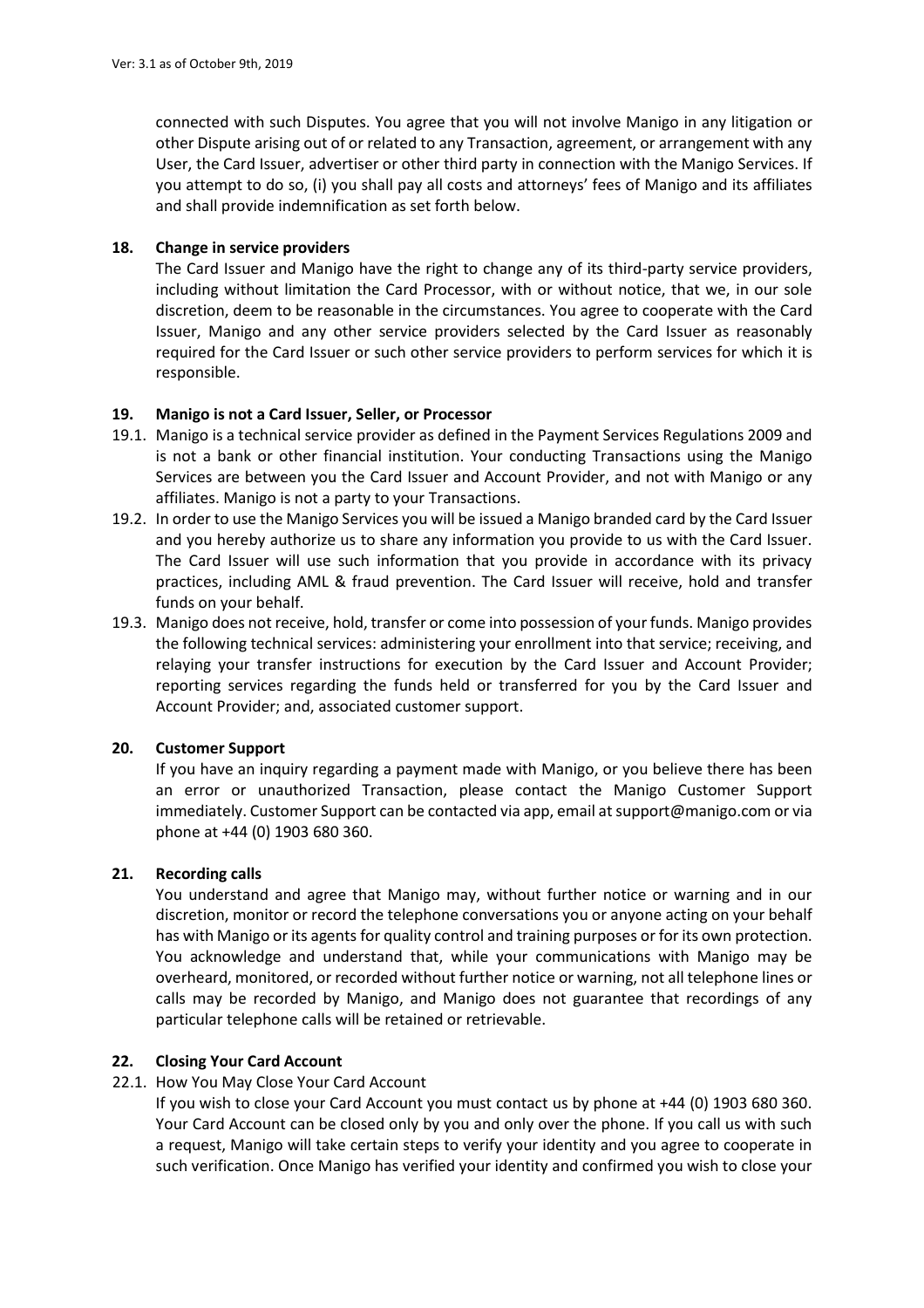connected with such Disputes. You agree that you will not involve Manigo in any litigation or other Dispute arising out of or related to any Transaction, agreement, or arrangement with any User, the Card Issuer, advertiser or other third party in connection with the Manigo Services. If you attempt to do so, (i) you shall pay all costs and attorneys' fees of Manigo and its affiliates and shall provide indemnification as set forth below.

## 18. Change in service providers

The Card Issuer and Manigo have the right to change any of its third-party service providers, including without limitation the Card Processor, with or without notice, that we, in our sole discretion, deem to be reasonable in the circumstances. You agree to cooperate with the Card Issuer, Manigo and any other service providers selected by the Card Issuer as reasonably required for the Card Issuer or such other service providers to perform services for which it is responsible.

## 19. Manigo is not a Card Issuer, Seller, or Processor

19.1. Manigo is a technical service provider as defined in the Payment Services Regulations 2009 and is not a bank or other financial institution. Your conducting Transactions using the Manigo Services are between you the Card Issuer and Account Provider, and not with Manigo or any affiliates. Manigo is not a party to your Transactions.

19.2. In order to use the Manigo Services you will be issued a Manigo branded card by the Card Issuer and you hereby authorize us to share any information you provide to us with the Card Issuer. The Card Issuer will use such information that you provide in accordance with its privacy practices, including AML & fraud prevention. The Card Issuer will receive, hold and transfer funds on your behalf.

19.3. Manigo does not receive, hold, transfer or come into possession of your funds. Manigo provides the following technical services: administering your enrollment into that service; receiving, and relaying your transfer instructions for execution by the Card Issuer and Account Provider; reporting services regarding the funds held or transferred for you by the Card Issuer and Account Provider; and, associated customer support.

## 20. Customer Support

If you have an inquiry regarding a payment made with Manigo, or you believe there has been an error or unauthorized Transaction, please contact the Manigo Customer Support immediately. Customer Support can be contacted via app, email at support@manigo.com or via phone at +44 (0) 1903 680 360.

## 21. Recording calls

You understand and agree that Manigo may, without further notice or warning and in our discretion, monitor or record the telephone conversations you or anyone acting on your behalf has with Manigo or its agents for quality control and training purposes or for its own protection. You acknowledge and understand that, while your communications with Manigo may be overheard, monitored, or recorded without further notice or warning, not all telephone lines or calls may be recorded by Manigo, and Manigo does not guarantee that recordings of any particular telephone calls will be retained or retrievable.

## 22. Closing Your Card Account

22.1. How You May Close Your Card Account

If you wish to close your Card Account you must contact us by phone at +44 (0) 1903 680 360. Your Card Account can be closed only by you and only over the phone. If you call us with such a request, Manigo will take certain steps to verify your identity and you agree to cooperate in such verification. Once Manigo has verified your identity and confirmed you wish to close your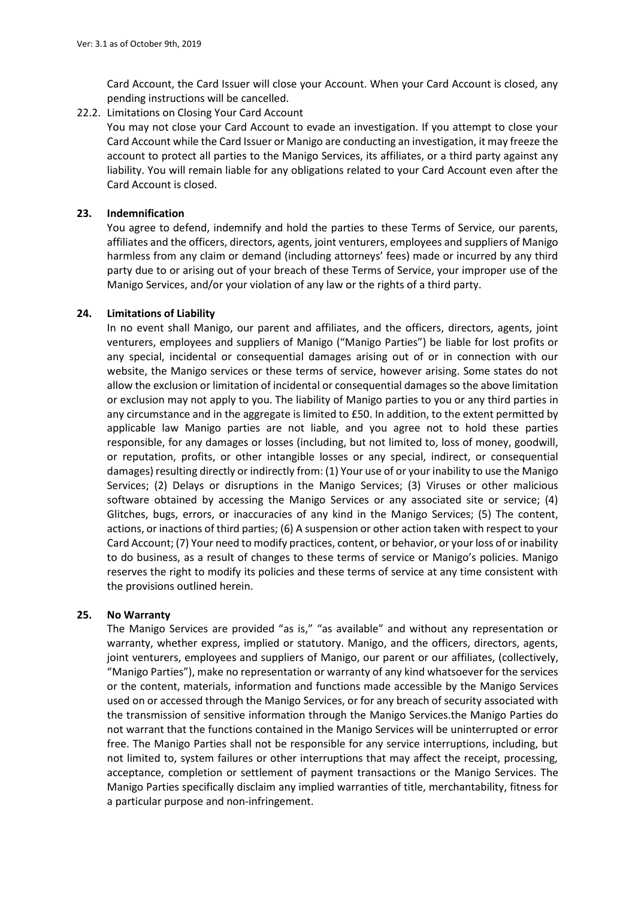Card Account, the Card Issuer will close your Account. When your Card Account is closed, any pending instructions will be cancelled.

22.2. Limitations on Closing Your Card Account

You may not close your Card Account to evade an investigation. If you attempt to close your Card Account while the Card Issuer or Manigo are conducting an investigation, it may freeze the account to protect all parties to the Manigo Services, its affiliates, or a third party against any liability. You will remain liable for any obligations related to your Card Account even after the Card Account is closed.

## 23. Indemnification

You agree to defend, indemnify and hold the parties to these Terms of Service, our parents, affiliates and the officers, directors, agents, joint venturers, employees and suppliers of Manigo harmless from any claim or demand (including attorneys' fees) made or incurred by any third party due to or arising out of your breach of these Terms of Service, your improper use of the Manigo Services, and/or your violation of any law or the rights of a third party.

## 24. Limitations of Liability

In no event shall Manigo, our parent and affiliates, and the officers, directors, agents, joint venturers, employees and suppliers of Manigo ("Manigo Parties") be liable for lost profits or any special, incidental or consequential damages arising out of or in connection with our website, the Manigo services or these terms of service, however arising. Some states do not allow the exclusion or limitation of incidental or consequential damages so the above limitation or exclusion may not apply to you. The liability of Manigo parties to you or any third parties in any circumstance and in the aggregate is limited to £50. In addition, to the extent permitted by applicable law Manigo parties are not liable, and you agree not to hold these parties responsible, for any damages or losses (including, but not limited to, loss of money, goodwill, or reputation, profits, or other intangible losses or any special, indirect, or consequential damages) resulting directly or indirectly from: (1) Your use of or your inability to use the Manigo Services; (2) Delays or disruptions in the Manigo Services; (3) Viruses or other malicious software obtained by accessing the Manigo Services or any associated site or service; (4) Glitches, bugs, errors, or inaccuracies of any kind in the Manigo Services; (5) The content, actions, or inactions of third parties; (6) A suspension or other action taken with respect to your Card Account; (7) Your need to modify practices, content, or behavior, or your loss of or inability to do business, as a result of changes to these terms of service or Manigo's policies. Manigo reserves the right to modify its policies and these terms of service at any time consistent with the provisions outlined herein.

## 25. No Warranty

The Manigo Services are provided "as is," "as available" and without any representation or warranty, whether express, implied or statutory. Manigo, and the officers, directors, agents, joint venturers, employees and suppliers of Manigo, our parent or our affiliates, (collectively, "Manigo Parties"), make no representation or warranty of any kind whatsoever for the services or the content, materials, information and functions made accessible by the Manigo Services used on or accessed through the Manigo Services, or for any breach of security associated with the transmission of sensitive information through the Manigo Services.the Manigo Parties do not warrant that the functions contained in the Manigo Services will be uninterrupted or error free. The Manigo Parties shall not be responsible for any service interruptions, including, but not limited to, system failures or other interruptions that may affect the receipt, processing, acceptance, completion or settlement of payment transactions or the Manigo Services. The Manigo Parties specifically disclaim any implied warranties of title, merchantability, fitness for a particular purpose and non-infringement.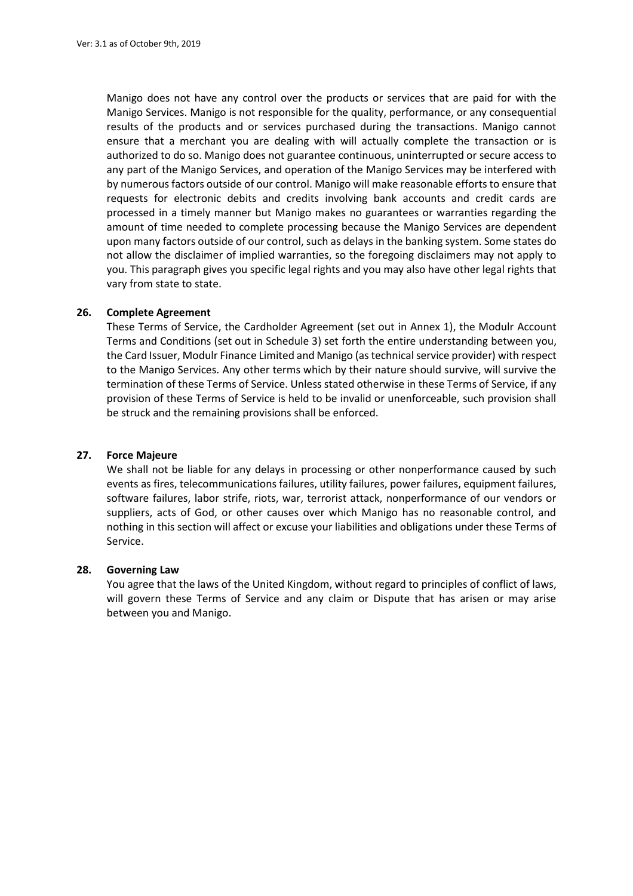Manigo does not have any control over the products or services that are paid for with the Manigo Services. Manigo is not responsible for the quality, performance, or any consequential results of the products and or services purchased during the transactions. Manigo cannot ensure that a merchant you are dealing with will actually complete the transaction or is authorized to do so. Manigo does not guarantee continuous, uninterrupted or secure access to any part of the Manigo Services, and operation of the Manigo Services may be interfered with by numerous factors outside of our control. Manigo will make reasonable efforts to ensure that requests for electronic debits and credits involving bank accounts and credit cards are processed in a timely manner but Manigo makes no guarantees or warranties regarding the amount of time needed to complete processing because the Manigo Services are dependent upon many factors outside of our control, such as delays in the banking system. Some states do not allow the disclaimer of implied warranties, so the foregoing disclaimers may not apply to you. This paragraph gives you specific legal rights and you may also have other legal rights that vary from state to state.

**26. Complete Agreement**

These Terms of Service, the Cardholder Agreement (set out in Annex 1), the Modulr Account Terms and Conditions (set out in Schedule 3) set forth the entire understanding between you, the Card Issuer, Modulr Finance Limited and Manigo (as technical service provider) with respect to the Manigo Services. Any other terms which by their nature should survive, will survive the termination of these Terms of Service. Unless stated otherwise in these Terms of Service, if any provision of these Terms of Service is held to be invalid or unenforceable, such provision shall be struck and the remaining provisions shall be enforced.

**27. Force Majeure**

We shall not be liable for any delays in processing or other nonperformance caused by such events as fires, telecommunications failures, utility failures, power failures, equipment failures, software failures, labor strife, riots, war, terrorist attack, nonperformance of our vendors or suppliers, acts of God, or other causes over which Manigo has no reasonable control, and nothing in this section will affect or excuse your liabilities and obligations under these Terms of Service.

**28. Governing Law**

You agree that the laws of the United Kingdom, without regard to principles of conflict of laws, will govern these Terms of Service and any claim or Dispute that has arisen or may arise between you and Manigo.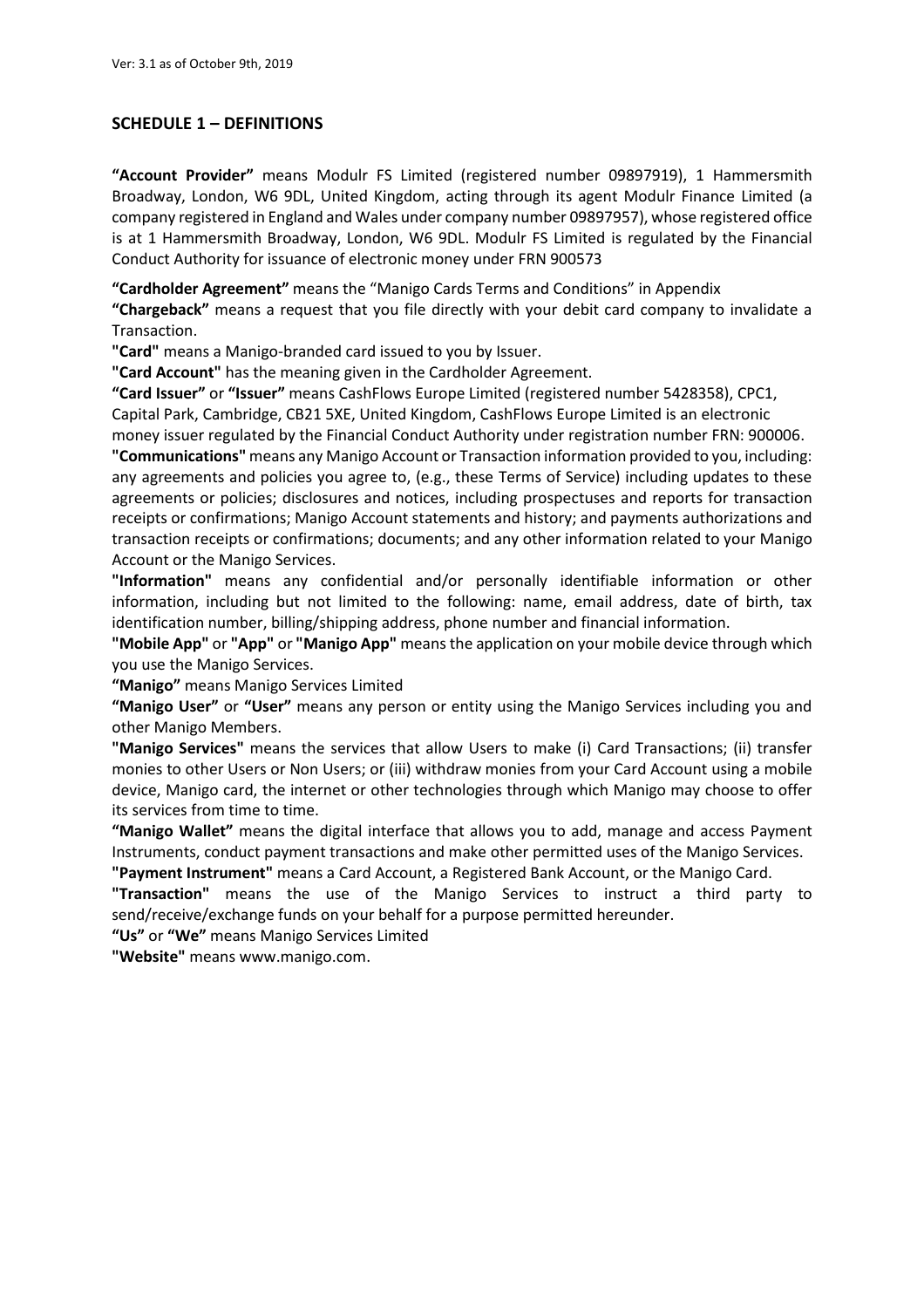## SCHEDULE 1 – DEFINITIONS

**"Account Provider"** means Modulr FS Limited (registered number 09897919), 1 Hammersmith Broadway, London, W6 9DL, United Kingdom, acting through its agent Modulr Finance Limited (a company registered in England and Wales under company number 09897957), whose registered office is at 1 Hammersmith Broadway, London, W6 9DL. Modulr FS Limited is regulated by the Financial Conduct Authority for issuance of electronic money under FRN 900573

**"Cardholder Agreement"** means the "Manigo Cards Terms and Conditions" in Appendix

**"Chargeback"** means a request that you file directly with your debit card company to invalidate a Transaction.

**"Card"** means a Manigo-branded card issued to you by Issuer.

**"Card Account"** has the meaning given in the Cardholder Agreement.

**"Card Issuer"** or **"Issuer"** means CashFlows Europe Limited (registered number 5428358), CPC1, Capital Park, Cambridge, CB21 5XE, United Kingdom, CashFlows Europe Limited is an electronic money issuer regulated by the Financial Conduct Authority under registration number FRN: 900006.

**"Communications"** means any Manigo Account or Transaction information provided to you, including: any agreements and policies you agree to, (e.g., these Terms of Service) including updates to these agreements or policies; disclosures and notices, including prospectuses and reports for transaction receipts or confirmations; Manigo Account statements and history; and payments authorizations and transaction receipts or confirmations; documents; and any other information related to your Manigo Account or the Manigo Services.

**"Information"** means any confidential and/or personally identifiable information or other information, including but not limited to the following: name, email address, date of birth, tax identification number, billing/shipping address, phone number and financial information.

**"Mobile App"** or **"App"** or **"Manigo App"** means the application on your mobile device through which you use the Manigo Services.

**"Manigo"** means Manigo Services Limited

**"Manigo User"** or **"User"** means any person or entity using the Manigo Services including you and other Manigo Members.

**"Manigo Services"** means the services that allow Users to make (i) Card Transactions; (ii) transfer monies to other Users or Non Users; or (iii) withdraw monies from your Card Account using a mobile device, Manigo card, the internet or other technologies through which Manigo may choose to offer its services from time to time.

**"Manigo Wallet"** means the digital interface that allows you to add, manage and access Payment Instruments, conduct payment transactions and make other permitted uses of the Manigo Services.

**"Payment Instrument"** means a Card Account, a Registered Bank Account, or the Manigo Card.

**"Transaction"** means the use of the Manigo Services to instruct a third party to send/receive/exchange funds on your behalf for a purpose permitted hereunder.

**"Us"** or **"We"** means Manigo Services Limited

**"Website"** means www.manigo.com.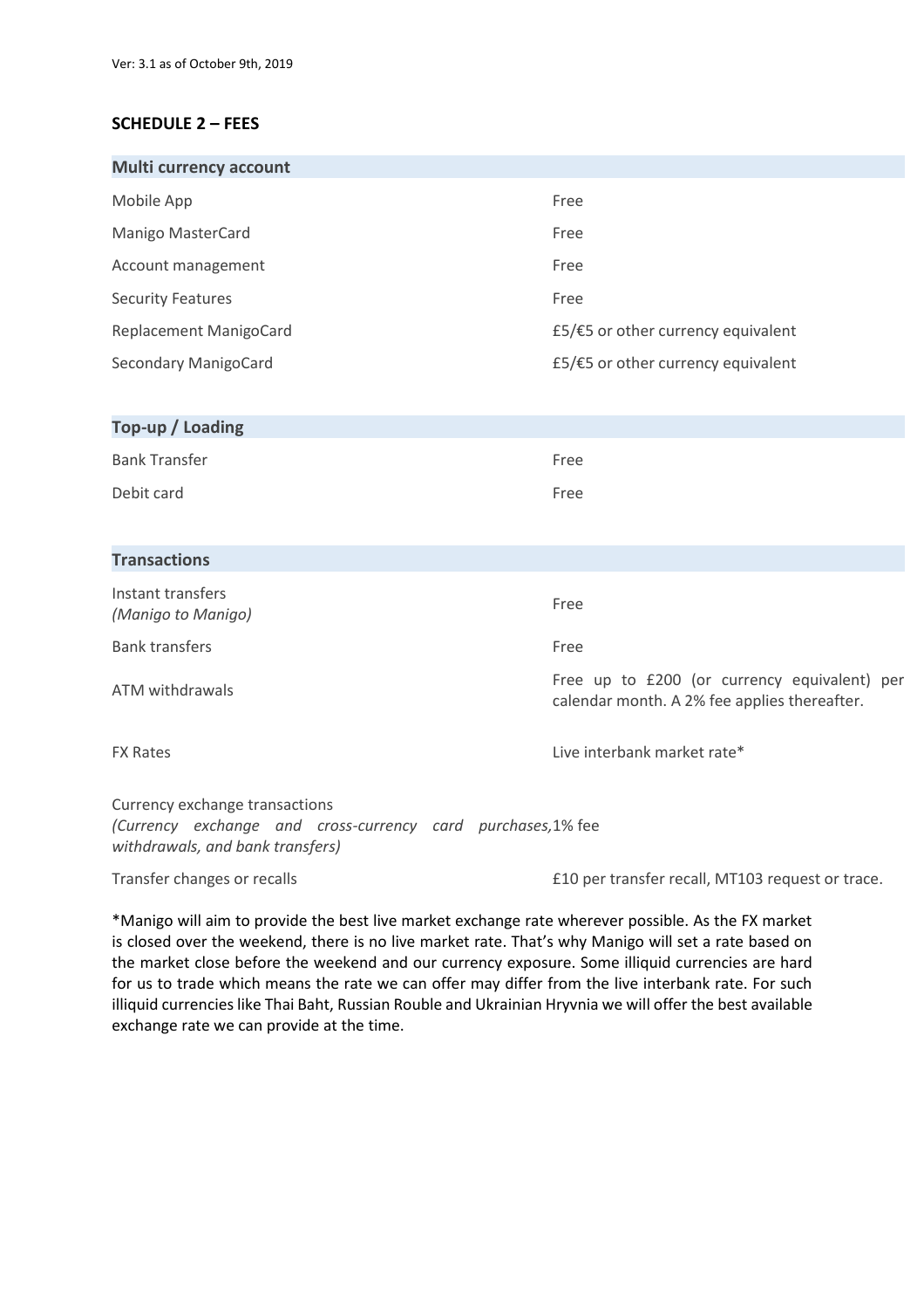Ver: 3.1 as of October 9th, 2019

## SCHEDULE 2 – FEES

| **Multi currency account** | |
|---|---|
| Mobile App | Free |
| Manigo MasterCard | Free |
| Account management | Free |
| Security Features | Free |
| Replacement ManigoCard | £5/€5 or other currency equivalent |
| Secondary ManigoCard | £5/€5 or other currency equivalent |

| **Top-up / Loading** | |
|---|---|
| Bank Transfer | Free |
| Debit card | Free |

| **Transactions** | |
|---|---|
| Instant transfers *(Manigo to Manigo)* | Free |
| Bank transfers | Free |
| ATM withdrawals | Free up to £200 (or currency equivalent) per calendar month. A 2% fee applies thereafter. |
| FX Rates | Live interbank market rate* |
| Currency exchange transactions *(Currency exchange and cross-currency card purchases, withdrawals, and bank transfers)* | 1% fee |
| Transfer changes or recalls | £10 per transfer recall, MT103 request or trace. |

*Manigo will aim to provide the best live market exchange rate wherever possible. As the FX market is closed over the weekend, there is no live market rate. That's why Manigo will set a rate based on the market close before the weekend and our currency exposure. Some illiquid currencies are hard for us to trade which means the rate we can offer may differ from the live interbank rate. For such illiquid currencies like Thai Baht, Russian Rouble and Ukrainian Hryvnia we will offer the best available exchange rate we can provide at the time.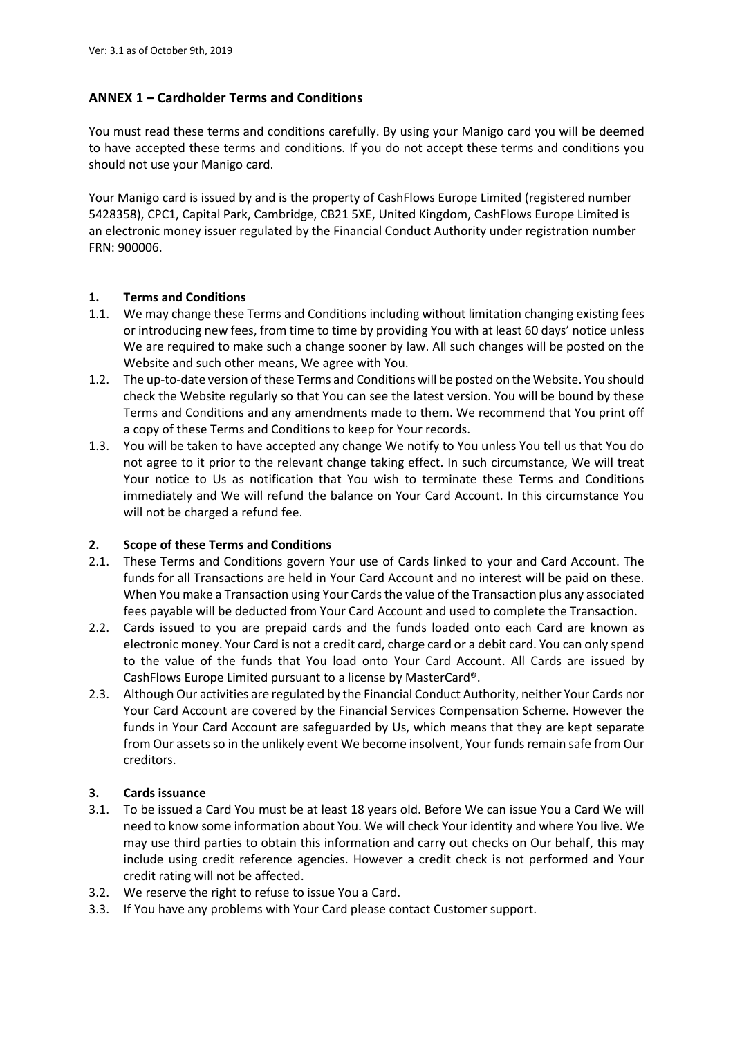Ver: 3.1 as of October 9th, 2019

## ANNEX 1 – Cardholder Terms and Conditions

You must read these terms and conditions carefully. By using your Manigo card you will be deemed to have accepted these terms and conditions. If you do not accept these terms and conditions you should not use your Manigo card.

Your Manigo card is issued by and is the property of CashFlows Europe Limited (registered number 5428358), CPC1, Capital Park, Cambridge, CB21 5XE, United Kingdom, CashFlows Europe Limited is an electronic money issuer regulated by the Financial Conduct Authority under registration number FRN: 900006.

### 1. Terms and Conditions

1.1. We may change these Terms and Conditions including without limitation changing existing fees or introducing new fees, from time to time by providing You with at least 60 days' notice unless We are required to make such a change sooner by law. All such changes will be posted on the Website and such other means, We agree with You.

1.2. The up-to-date version of these Terms and Conditions will be posted on the Website. You should check the Website regularly so that You can see the latest version. You will be bound by these Terms and Conditions and any amendments made to them. We recommend that You print off a copy of these Terms and Conditions to keep for Your records.

1.3. You will be taken to have accepted any change We notify to You unless You tell us that You do not agree to it prior to the relevant change taking effect. In such circumstance, We will treat Your notice to Us as notification that You wish to terminate these Terms and Conditions immediately and We will refund the balance on Your Card Account. In this circumstance You will not be charged a refund fee.

### 2. Scope of these Terms and Conditions

2.1. These Terms and Conditions govern Your use of Cards linked to your and Card Account. The funds for all Transactions are held in Your Card Account and no interest will be paid on these. When You make a Transaction using Your Cards the value of the Transaction plus any associated fees payable will be deducted from Your Card Account and used to complete the Transaction.

2.2. Cards issued to you are prepaid cards and the funds loaded onto each Card are known as electronic money. Your Card is not a credit card, charge card or a debit card. You can only spend to the value of the funds that You load onto Your Card Account. All Cards are issued by CashFlows Europe Limited pursuant to a license by MasterCard®.

2.3. Although Our activities are regulated by the Financial Conduct Authority, neither Your Cards nor Your Card Account are covered by the Financial Services Compensation Scheme. However the funds in Your Card Account are safeguarded by Us, which means that they are kept separate from Our assets so in the unlikely event We become insolvent, Your funds remain safe from Our creditors.

### 3. Cards issuance

3.1. To be issued a Card You must be at least 18 years old. Before We can issue You a Card We will need to know some information about You. We will check Your identity and where You live. We may use third parties to obtain this information and carry out checks on Our behalf, this may include using credit reference agencies. However a credit check is not performed and Your credit rating will not be affected.

3.2. We reserve the right to refuse to issue You a Card.

3.3. If You have any problems with Your Card please contact Customer support.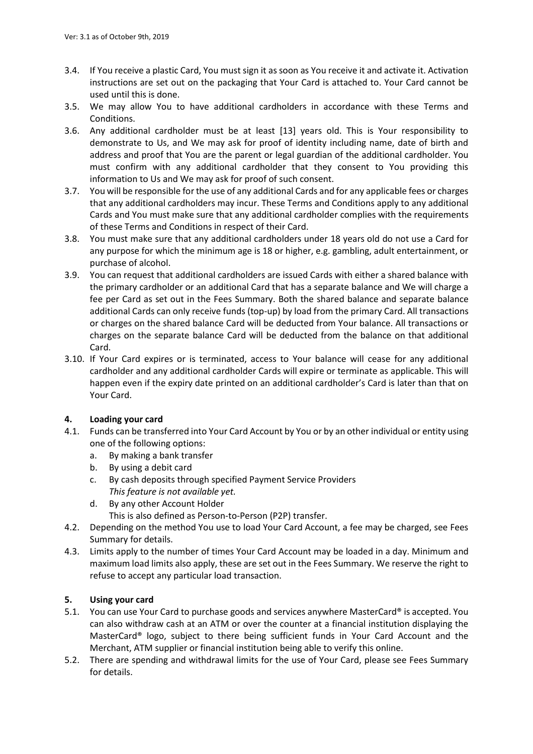3.4. If You receive a plastic Card, You must sign it as soon as You receive it and activate it. Activation instructions are set out on the packaging that Your Card is attached to. Your Card cannot be used until this is done.

3.5. We may allow You to have additional cardholders in accordance with these Terms and Conditions.

3.6. Any additional cardholder must be at least [13] years old. This is Your responsibility to demonstrate to Us, and We may ask for proof of identity including name, date of birth and address and proof that You are the parent or legal guardian of the additional cardholder. You must confirm with any additional cardholder that they consent to You providing this information to Us and We may ask for proof of such consent.

3.7. You will be responsible for the use of any additional Cards and for any applicable fees or charges that any additional cardholders may incur. These Terms and Conditions apply to any additional Cards and You must make sure that any additional cardholder complies with the requirements of these Terms and Conditions in respect of their Card.

3.8. You must make sure that any additional cardholders under 18 years old do not use a Card for any purpose for which the minimum age is 18 or higher, e.g. gambling, adult entertainment, or purchase of alcohol.

3.9. You can request that additional cardholders are issued Cards with either a shared balance with the primary cardholder or an additional Card that has a separate balance and We will charge a fee per Card as set out in the Fees Summary. Both the shared balance and separate balance additional Cards can only receive funds (top-up) by load from the primary Card. All transactions or charges on the shared balance Card will be deducted from Your balance. All transactions or charges on the separate balance Card will be deducted from the balance on that additional Card.

3.10. If Your Card expires or is terminated, access to Your balance will cease for any additional cardholder and any additional cardholder Cards will expire or terminate as applicable. This will happen even if the expiry date printed on an additional cardholder's Card is later than that on Your Card.

## 4. Loading your card

4.1. Funds can be transferred into Your Card Account by You or by an other individual or entity using one of the following options:
   a. By making a bank transfer
   b. By using a debit card
   c. By cash deposits through specified Payment Service Providers
      *This feature is not available yet.*
   d. By any other Account Holder
      This is also defined as Person-to-Person (P2P) transfer.

4.2. Depending on the method You use to load Your Card Account, a fee may be charged, see Fees Summary for details.

4.3. Limits apply to the number of times Your Card Account may be loaded in a day. Minimum and maximum load limits also apply, these are set out in the Fees Summary. We reserve the right to refuse to accept any particular load transaction.

## 5. Using your card

5.1. You can use Your Card to purchase goods and services anywhere MasterCard® is accepted. You can also withdraw cash at an ATM or over the counter at a financial institution displaying the MasterCard® logo, subject to there being sufficient funds in Your Card Account and the Merchant, ATM supplier or financial institution being able to verify this online.

5.2. There are spending and withdrawal limits for the use of Your Card, please see Fees Summary for details.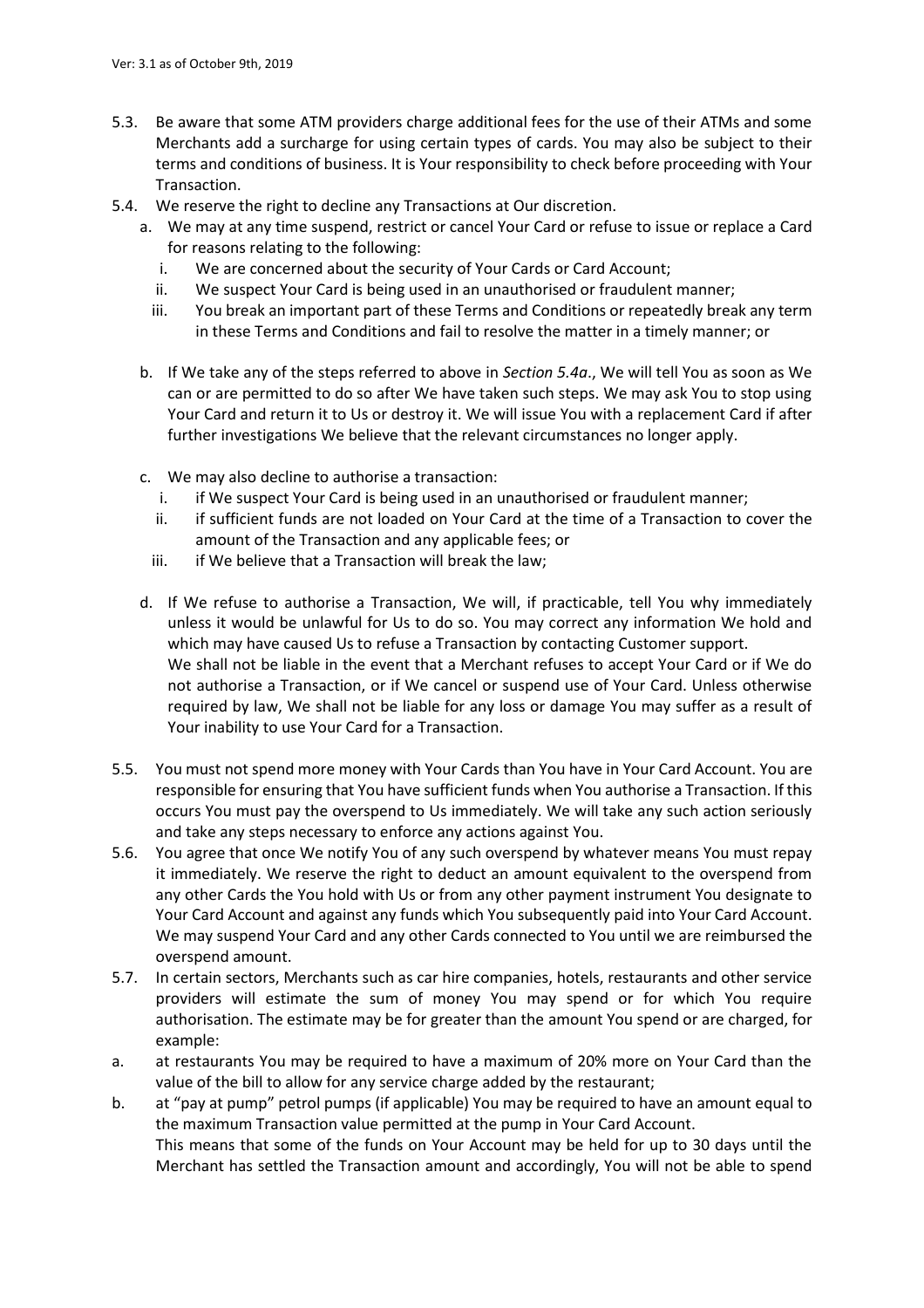5.3. Be aware that some ATM providers charge additional fees for the use of their ATMs and some Merchants add a surcharge for using certain types of cards. You may also be subject to their terms and conditions of business. It is Your responsibility to check before proceeding with Your Transaction.

5.4. We reserve the right to decline any Transactions at Our discretion.

a. We may at any time suspend, restrict or cancel Your Card or refuse to issue or replace a Card for reasons relating to the following:

   i. We are concerned about the security of Your Cards or Card Account;

   ii. We suspect Your Card is being used in an unauthorised or fraudulent manner;

   iii. You break an important part of these Terms and Conditions or repeatedly break any term in these Terms and Conditions and fail to resolve the matter in a timely manner; or

b. If We take any of the steps referred to above in *Section 5.4a*., We will tell You as soon as We can or are permitted to do so after We have taken such steps. We may ask You to stop using Your Card and return it to Us or destroy it. We will issue You with a replacement Card if after further investigations We believe that the relevant circumstances no longer apply.

c. We may also decline to authorise a transaction:

   i. if We suspect Your Card is being used in an unauthorised or fraudulent manner;

   ii. if sufficient funds are not loaded on Your Card at the time of a Transaction to cover the amount of the Transaction and any applicable fees; or

   iii. if We believe that a Transaction will break the law;

d. If We refuse to authorise a Transaction, We will, if practicable, tell You why immediately unless it would be unlawful for Us to do so. You may correct any information We hold and which may have caused Us to refuse a Transaction by contacting Customer support.
We shall not be liable in the event that a Merchant refuses to accept Your Card or if We do not authorise a Transaction, or if We cancel or suspend use of Your Card. Unless otherwise required by law, We shall not be liable for any loss or damage You may suffer as a result of Your inability to use Your Card for a Transaction.

5.5. You must not spend more money with Your Cards than You have in Your Card Account. You are responsible for ensuring that You have sufficient funds when You authorise a Transaction. If this occurs You must pay the overspend to Us immediately. We will take any such action seriously and take any steps necessary to enforce any actions against You.

5.6. You agree that once We notify You of any such overspend by whatever means You must repay it immediately. We reserve the right to deduct an amount equivalent to the overspend from any other Cards the You hold with Us or from any other payment instrument You designate to Your Card Account and against any funds which You subsequently paid into Your Card Account. We may suspend Your Card and any other Cards connected to You until we are reimbursed the overspend amount.

5.7. In certain sectors, Merchants such as car hire companies, hotels, restaurants and other service providers will estimate the sum of money You may spend or for which You require authorisation. The estimate may be for greater than the amount You spend or are charged, for example:

a. at restaurants You may be required to have a maximum of 20% more on Your Card than the value of the bill to allow for any service charge added by the restaurant;

b. at "pay at pump" petrol pumps (if applicable) You may be required to have an amount equal to the maximum Transaction value permitted at the pump in Your Card Account.
This means that some of the funds on Your Account may be held for up to 30 days until the Merchant has settled the Transaction amount and accordingly, You will not be able to spend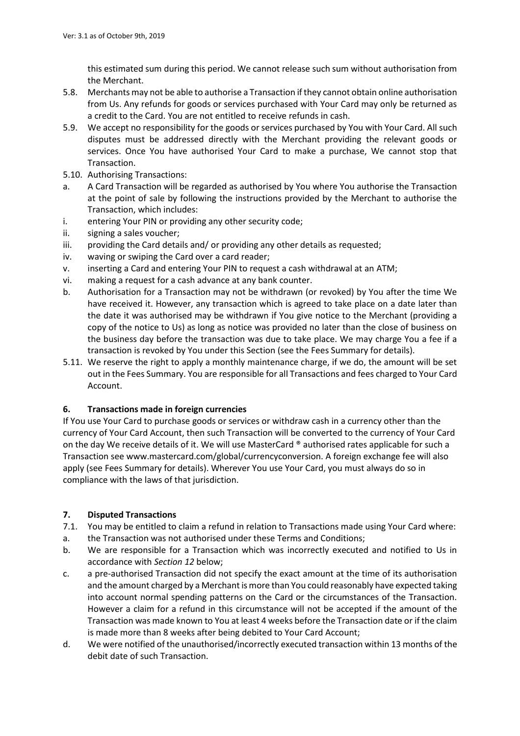this estimated sum during this period. We cannot release such sum without authorisation from the Merchant.

5.8. Merchants may not be able to authorise a Transaction if they cannot obtain online authorisation from Us. Any refunds for goods or services purchased with Your Card may only be returned as a credit to the Card. You are not entitled to receive refunds in cash.

5.9. We accept no responsibility for the goods or services purchased by You with Your Card. All such disputes must be addressed directly with the Merchant providing the relevant goods or services. Once You have authorised Your Card to make a purchase, We cannot stop that Transaction.

5.10. Authorising Transactions:

a. A Card Transaction will be regarded as authorised by You where You authorise the Transaction at the point of sale by following the instructions provided by the Merchant to authorise the Transaction, which includes:

i. entering Your PIN or providing any other security code;

ii. signing a sales voucher;

iii. providing the Card details and/ or providing any other details as requested;

iv. waving or swiping the Card over a card reader;

v. inserting a Card and entering Your PIN to request a cash withdrawal at an ATM;

vi. making a request for a cash advance at any bank counter.

b. Authorisation for a Transaction may not be withdrawn (or revoked) by You after the time We have received it. However, any transaction which is agreed to take place on a date later than the date it was authorised may be withdrawn if You give notice to the Merchant (providing a copy of the notice to Us) as long as notice was provided no later than the close of business on the business day before the transaction was due to take place. We may charge You a fee if a transaction is revoked by You under this Section (see the Fees Summary for details).

5.11. We reserve the right to apply a monthly maintenance charge, if we do, the amount will be set out in the Fees Summary. You are responsible for all Transactions and fees charged to Your Card Account.

## 6. Transactions made in foreign currencies

If You use Your Card to purchase goods or services or withdraw cash in a currency other than the currency of Your Card Account, then such Transaction will be converted to the currency of Your Card on the day We receive details of it. We will use MasterCard ® authorised rates applicable for such a Transaction see www.mastercard.com/global/currencyconversion. A foreign exchange fee will also apply (see Fees Summary for details). Wherever You use Your Card, you must always do so in compliance with the laws of that jurisdiction.

## 7. Disputed Transactions

7.1. You may be entitled to claim a refund in relation to Transactions made using Your Card where:

a. the Transaction was not authorised under these Terms and Conditions;

b. We are responsible for a Transaction which was incorrectly executed and notified to Us in accordance with *Section 12* below;

c. a pre-authorised Transaction did not specify the exact amount at the time of its authorisation and the amount charged by a Merchant is more than You could reasonably have expected taking into account normal spending patterns on the Card or the circumstances of the Transaction. However a claim for a refund in this circumstance will not be accepted if the amount of the Transaction was made known to You at least 4 weeks before the Transaction date or if the claim is made more than 8 weeks after being debited to Your Card Account;

d. We were notified of the unauthorised/incorrectly executed transaction within 13 months of the debit date of such Transaction.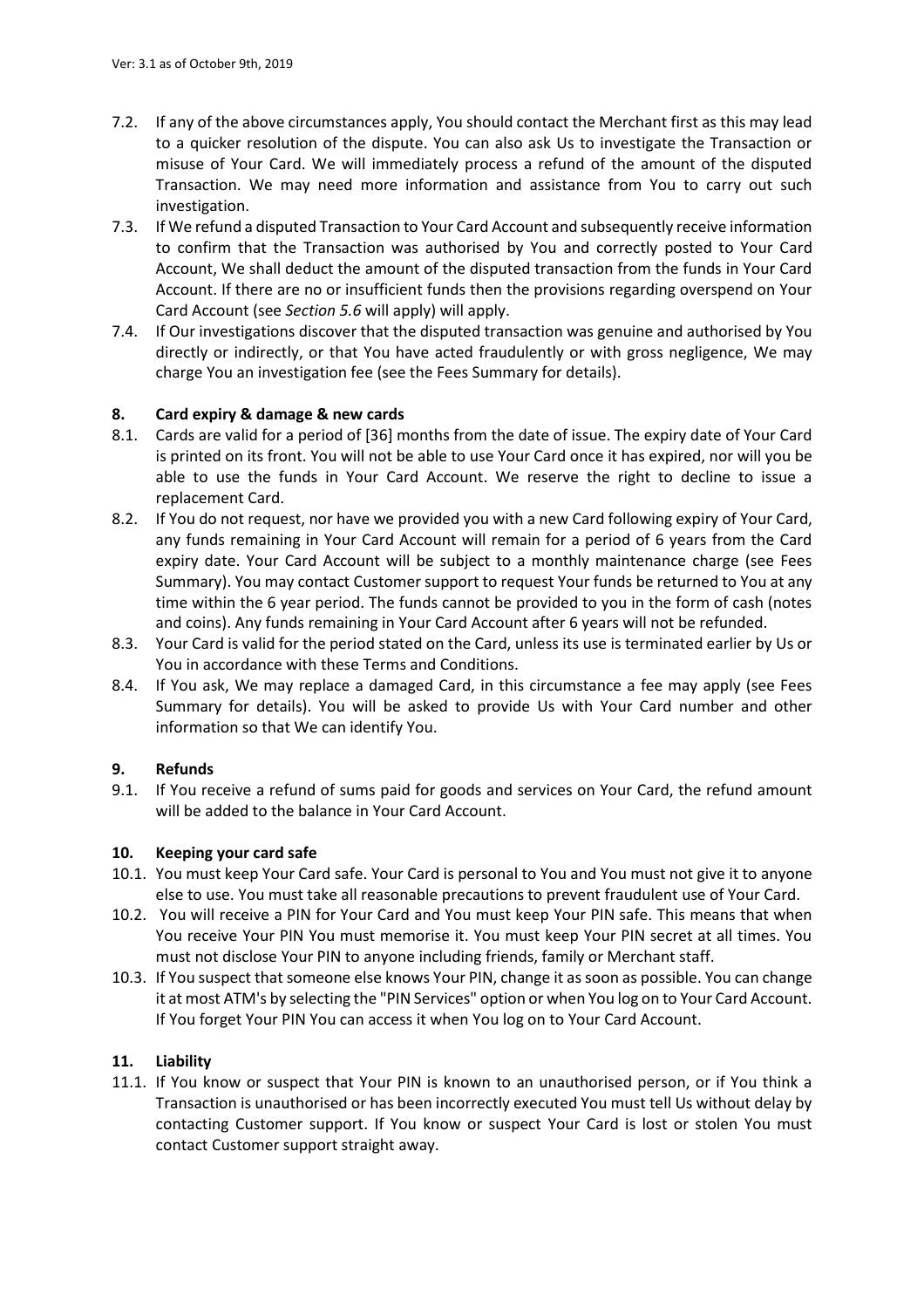7.2. If any of the above circumstances apply, You should contact the Merchant first as this may lead to a quicker resolution of the dispute. You can also ask Us to investigate the Transaction or misuse of Your Card. We will immediately process a refund of the amount of the disputed Transaction. We may need more information and assistance from You to carry out such investigation.

7.3. If We refund a disputed Transaction to Your Card Account and subsequently receive information to confirm that the Transaction was authorised by You and correctly posted to Your Card Account, We shall deduct the amount of the disputed transaction from the funds in Your Card Account. If there are no or insufficient funds then the provisions regarding overspend on Your Card Account (see *Section 5.6* will apply) will apply.

7.4. If Our investigations discover that the disputed transaction was genuine and authorised by You directly or indirectly, or that You have acted fraudulently or with gross negligence, We may charge You an investigation fee (see the Fees Summary for details).

## 8. Card expiry & damage & new cards

8.1. Cards are valid for a period of [36] months from the date of issue. The expiry date of Your Card is printed on its front. You will not be able to use Your Card once it has expired, nor will you be able to use the funds in Your Card Account. We reserve the right to decline to issue a replacement Card.

8.2. If You do not request, nor have we provided you with a new Card following expiry of Your Card, any funds remaining in Your Card Account will remain for a period of 6 years from the Card expiry date. Your Card Account will be subject to a monthly maintenance charge (see Fees Summary). You may contact Customer support to request Your funds be returned to You at any time within the 6 year period. The funds cannot be provided to you in the form of cash (notes and coins). Any funds remaining in Your Card Account after 6 years will not be refunded.

8.3. Your Card is valid for the period stated on the Card, unless its use is terminated earlier by Us or You in accordance with these Terms and Conditions.

8.4. If You ask, We may replace a damaged Card, in this circumstance a fee may apply (see Fees Summary for details). You will be asked to provide Us with Your Card number and other information so that We can identify You.

## 9. Refunds

9.1. If You receive a refund of sums paid for goods and services on Your Card, the refund amount will be added to the balance in Your Card Account.

## 10. Keeping your card safe

10.1. You must keep Your Card safe. Your Card is personal to You and You must not give it to anyone else to use. You must take all reasonable precautions to prevent fraudulent use of Your Card.

10.2. You will receive a PIN for Your Card and You must keep Your PIN safe. This means that when You receive Your PIN You must memorise it. You must keep Your PIN secret at all times. You must not disclose Your PIN to anyone including friends, family or Merchant staff.

10.3. If You suspect that someone else knows Your PIN, change it as soon as possible. You can change it at most ATM's by selecting the "PIN Services" option or when You log on to Your Card Account. If You forget Your PIN You can access it when You log on to Your Card Account.

## 11. Liability

11.1. If You know or suspect that Your PIN is known to an unauthorised person, or if You think a Transaction is unauthorised or has been incorrectly executed You must tell Us without delay by contacting Customer support. If You know or suspect Your Card is lost or stolen You must contact Customer support straight away.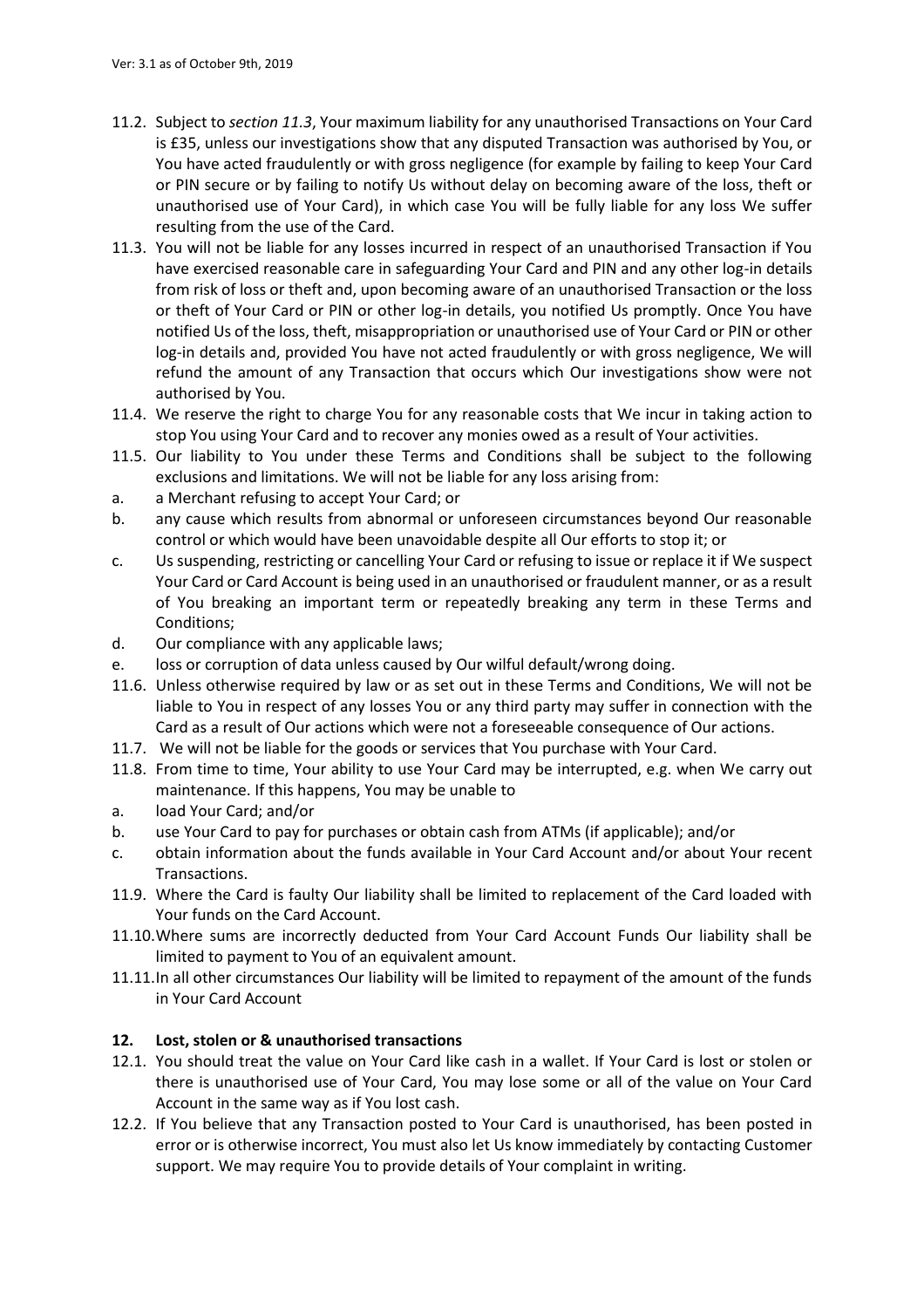11.2. Subject to *section 11.3*, Your maximum liability for any unauthorised Transactions on Your Card is £35, unless our investigations show that any disputed Transaction was authorised by You, or You have acted fraudulently or with gross negligence (for example by failing to keep Your Card or PIN secure or by failing to notify Us without delay on becoming aware of the loss, theft or unauthorised use of Your Card), in which case You will be fully liable for any loss We suffer resulting from the use of the Card.

11.3. You will not be liable for any losses incurred in respect of an unauthorised Transaction if You have exercised reasonable care in safeguarding Your Card and PIN and any other log-in details from risk of loss or theft and, upon becoming aware of an unauthorised Transaction or the loss or theft of Your Card or PIN or other log-in details, you notified Us promptly. Once You have notified Us of the loss, theft, misappropriation or unauthorised use of Your Card or PIN or other log-in details and, provided You have not acted fraudulently or with gross negligence, We will refund the amount of any Transaction that occurs which Our investigations show were not authorised by You.

11.4. We reserve the right to charge You for any reasonable costs that We incur in taking action to stop You using Your Card and to recover any monies owed as a result of Your activities.

11.5. Our liability to You under these Terms and Conditions shall be subject to the following exclusions and limitations. We will not be liable for any loss arising from:

a. a Merchant refusing to accept Your Card; or

b. any cause which results from abnormal or unforeseen circumstances beyond Our reasonable control or which would have been unavoidable despite all Our efforts to stop it; or

c. Us suspending, restricting or cancelling Your Card or refusing to issue or replace it if We suspect Your Card or Card Account is being used in an unauthorised or fraudulent manner, or as a result of You breaking an important term or repeatedly breaking any term in these Terms and Conditions;

d. Our compliance with any applicable laws;

e. loss or corruption of data unless caused by Our wilful default/wrong doing.

11.6. Unless otherwise required by law or as set out in these Terms and Conditions, We will not be liable to You in respect of any losses You or any third party may suffer in connection with the Card as a result of Our actions which were not a foreseeable consequence of Our actions.

11.7. We will not be liable for the goods or services that You purchase with Your Card.

11.8. From time to time, Your ability to use Your Card may be interrupted, e.g. when We carry out maintenance. If this happens, You may be unable to

a. load Your Card; and/or

b. use Your Card to pay for purchases or obtain cash from ATMs (if applicable); and/or

c. obtain information about the funds available in Your Card Account and/or about Your recent Transactions.

11.9. Where the Card is faulty Our liability shall be limited to replacement of the Card loaded with Your funds on the Card Account.

11.10. Where sums are incorrectly deducted from Your Card Account Funds Our liability shall be limited to payment to You of an equivalent amount.

11.11. In all other circumstances Our liability will be limited to repayment of the amount of the funds in Your Card Account

## 12. Lost, stolen or & unauthorised transactions

12.1. You should treat the value on Your Card like cash in a wallet. If Your Card is lost or stolen or there is unauthorised use of Your Card, You may lose some or all of the value on Your Card Account in the same way as if You lost cash.

12.2. If You believe that any Transaction posted to Your Card is unauthorised, has been posted in error or is otherwise incorrect, You must also let Us know immediately by contacting Customer support. We may require You to provide details of Your complaint in writing.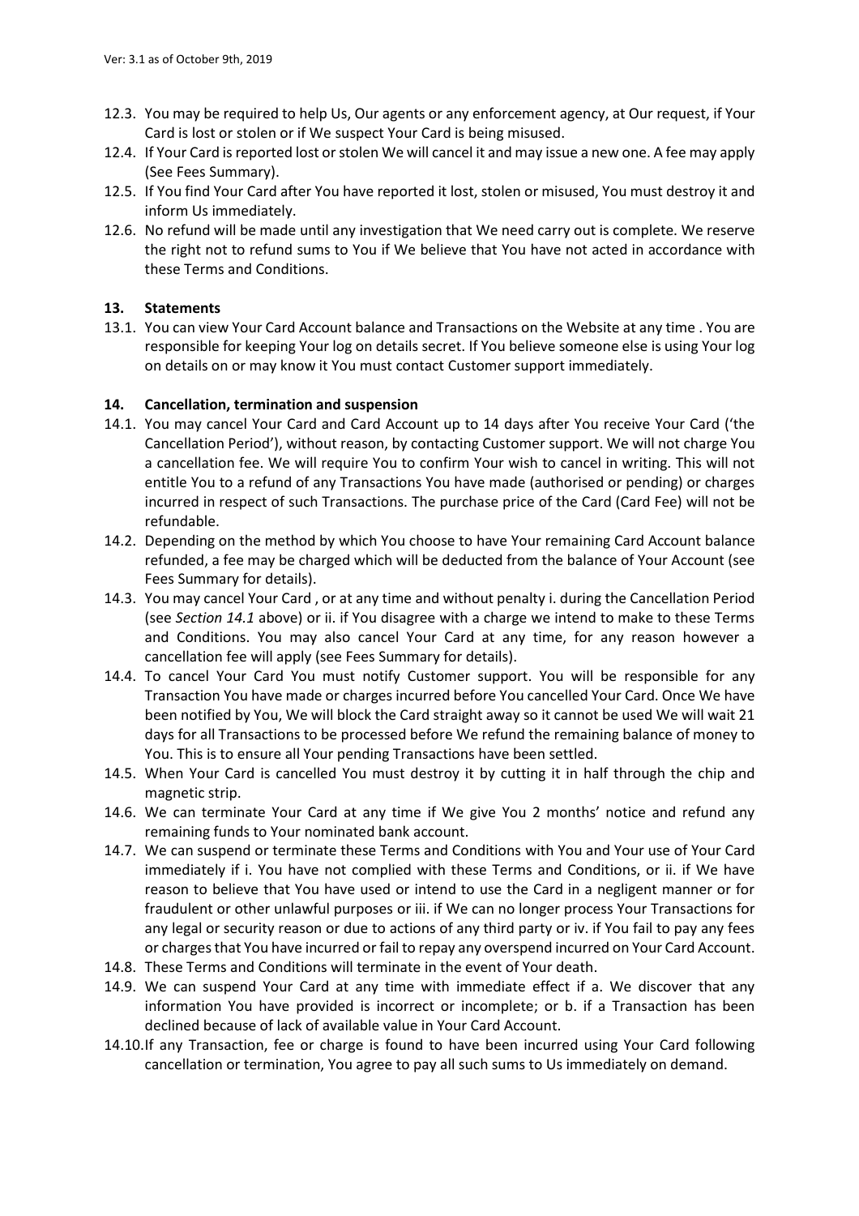12.3. You may be required to help Us, Our agents or any enforcement agency, at Our request, if Your Card is lost or stolen or if We suspect Your Card is being misused.

12.4. If Your Card is reported lost or stolen We will cancel it and may issue a new one. A fee may apply (See Fees Summary).

12.5. If You find Your Card after You have reported it lost, stolen or misused, You must destroy it and inform Us immediately.

12.6. No refund will be made until any investigation that We need carry out is complete. We reserve the right not to refund sums to You if We believe that You have not acted in accordance with these Terms and Conditions.

### 13. Statements

13.1. You can view Your Card Account balance and Transactions on the Website at any time . You are responsible for keeping Your log on details secret. If You believe someone else is using Your log on details on or may know it You must contact Customer support immediately.

### 14. Cancellation, termination and suspension

14.1. You may cancel Your Card and Card Account up to 14 days after You receive Your Card ('the Cancellation Period'), without reason, by contacting Customer support. We will not charge You a cancellation fee. We will require You to confirm Your wish to cancel in writing. This will not entitle You to a refund of any Transactions You have made (authorised or pending) or charges incurred in respect of such Transactions. The purchase price of the Card (Card Fee) will not be refundable.

14.2. Depending on the method by which You choose to have Your remaining Card Account balance refunded, a fee may be charged which will be deducted from the balance of Your Account (see Fees Summary for details).

14.3. You may cancel Your Card , or at any time and without penalty i. during the Cancellation Period (see *Section 14.1* above) or ii. if You disagree with a charge we intend to make to these Terms and Conditions. You may also cancel Your Card at any time, for any reason however a cancellation fee will apply (see Fees Summary for details).

14.4. To cancel Your Card You must notify Customer support. You will be responsible for any Transaction You have made or charges incurred before You cancelled Your Card. Once We have been notified by You, We will block the Card straight away so it cannot be used We will wait 21 days for all Transactions to be processed before We refund the remaining balance of money to You. This is to ensure all Your pending Transactions have been settled.

14.5. When Your Card is cancelled You must destroy it by cutting it in half through the chip and magnetic strip.

14.6. We can terminate Your Card at any time if We give You 2 months' notice and refund any remaining funds to Your nominated bank account.

14.7. We can suspend or terminate these Terms and Conditions with You and Your use of Your Card immediately if i. You have not complied with these Terms and Conditions, or ii. if We have reason to believe that You have used or intend to use the Card in a negligent manner or for fraudulent or other unlawful purposes or iii. if We can no longer process Your Transactions for any legal or security reason or due to actions of any third party or iv. if You fail to pay any fees or charges that You have incurred or fail to repay any overspend incurred on Your Card Account.

14.8. These Terms and Conditions will terminate in the event of Your death.

14.9. We can suspend Your Card at any time with immediate effect if a. We discover that any information You have provided is incorrect or incomplete; or b. if a Transaction has been declined because of lack of available value in Your Card Account.

14.10. If any Transaction, fee or charge is found to have been incurred using Your Card following cancellation or termination, You agree to pay all such sums to Us immediately on demand.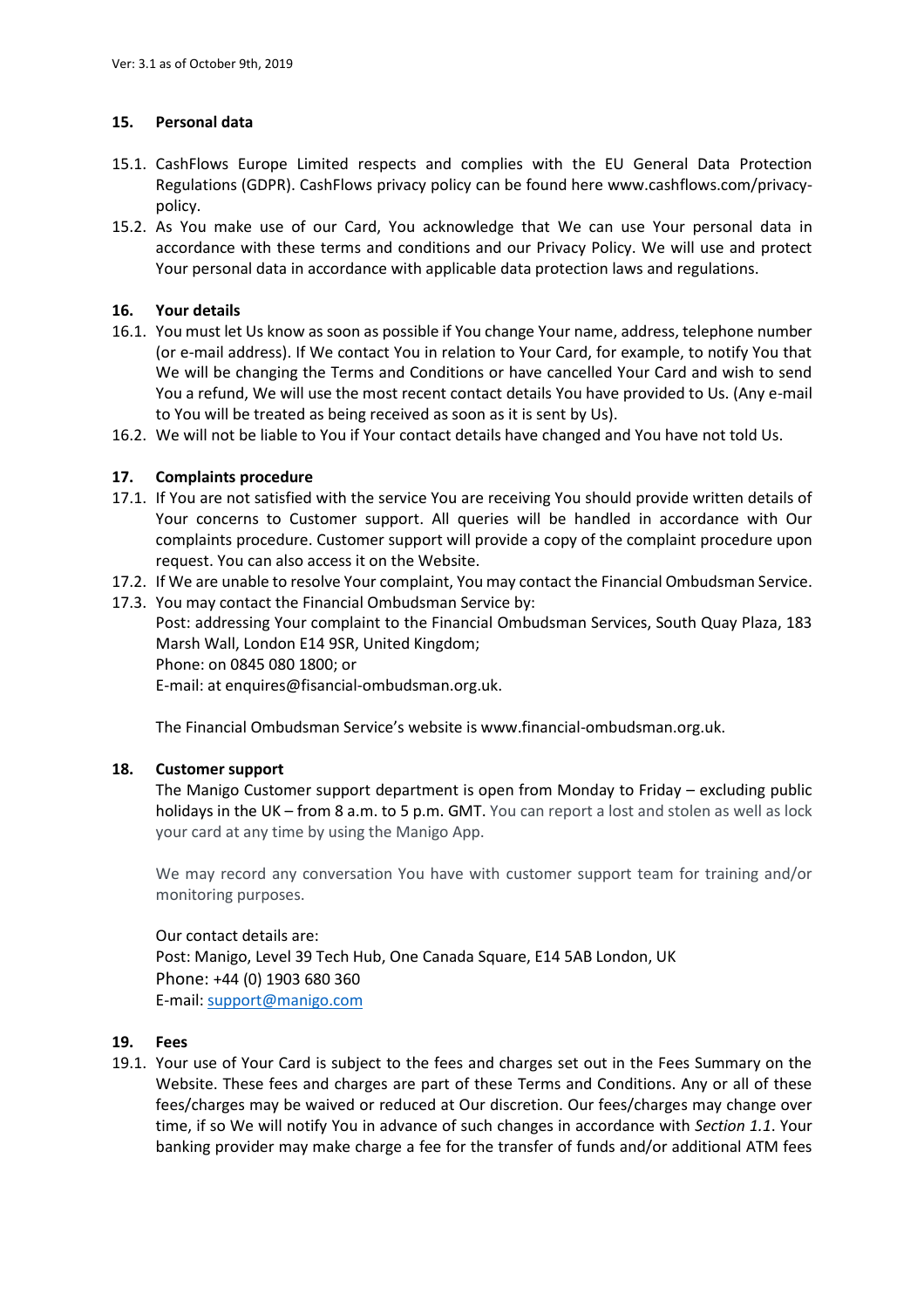## 15. Personal data

15.1. CashFlows Europe Limited respects and complies with the EU General Data Protection Regulations (GDPR). CashFlows privacy policy can be found here www.cashflows.com/privacy-policy.

15.2. As You make use of our Card, You acknowledge that We can use Your personal data in accordance with these terms and conditions and our Privacy Policy. We will use and protect Your personal data in accordance with applicable data protection laws and regulations.

## 16. Your details

16.1. You must let Us know as soon as possible if You change Your name, address, telephone number (or e-mail address). If We contact You in relation to Your Card, for example, to notify You that We will be changing the Terms and Conditions or have cancelled Your Card and wish to send You a refund, We will use the most recent contact details You have provided to Us. (Any e-mail to You will be treated as being received as soon as it is sent by Us).

16.2. We will not be liable to You if Your contact details have changed and You have not told Us.

## 17. Complaints procedure

17.1. If You are not satisfied with the service You are receiving You should provide written details of Your concerns to Customer support. All queries will be handled in accordance with Our complaints procedure. Customer support will provide a copy of the complaint procedure upon request. You can also access it on the Website.

17.2. If We are unable to resolve Your complaint, You may contact the Financial Ombudsman Service.

17.3. You may contact the Financial Ombudsman Service by:
Post: addressing Your complaint to the Financial Ombudsman Services, South Quay Plaza, 183 Marsh Wall, London E14 9SR, United Kingdom;
Phone: on 0845 080 1800; or
E-mail: at enquires@fisancial-ombudsman.org.uk.

The Financial Ombudsman Service's website is www.financial-ombudsman.org.uk.

## 18. Customer support

The Manigo Customer support department is open from Monday to Friday – excluding public holidays in the UK – from 8 a.m. to 5 p.m. GMT. You can report a lost and stolen as well as lock your card at any time by using the Manigo App.

We may record any conversation You have with customer support team for training and/or monitoring purposes.

Our contact details are:
Post: Manigo, Level 39 Tech Hub, One Canada Square, E14 5AB London, UK
Phone: +44 (0) 1903 680 360
E-mail: support@manigo.com

## 19. Fees

19.1. Your use of Your Card is subject to the fees and charges set out in the Fees Summary on the Website. These fees and charges are part of these Terms and Conditions. Any or all of these fees/charges may be waived or reduced at Our discretion. Our fees/charges may change over time, if so We will notify You in advance of such changes in accordance with *Section 1.1*. Your banking provider may make charge a fee for the transfer of funds and/or additional ATM fees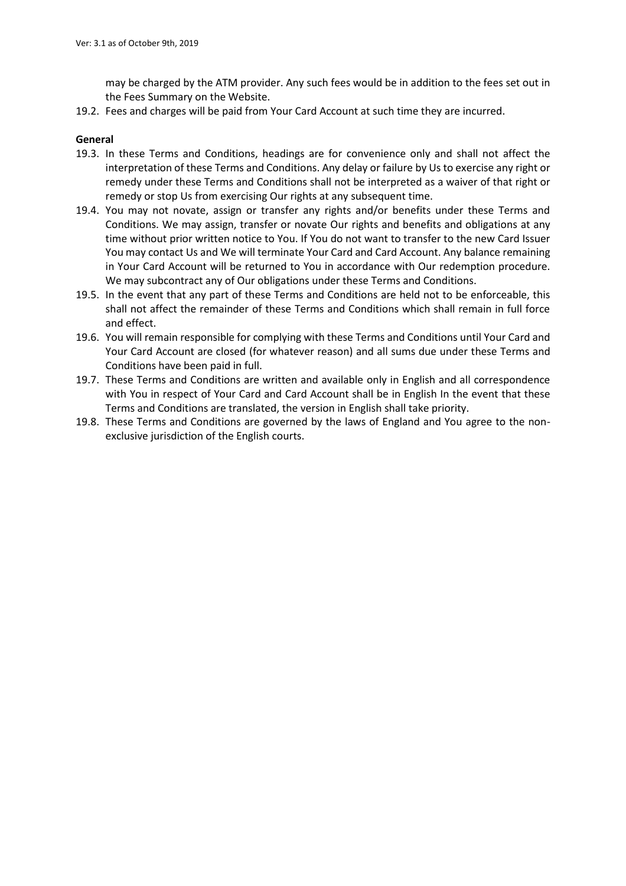may be charged by the ATM provider. Any such fees would be in addition to the fees set out in the Fees Summary on the Website.

19.2. Fees and charges will be paid from Your Card Account at such time they are incurred.

**General**

19.3. In these Terms and Conditions, headings are for convenience only and shall not affect the interpretation of these Terms and Conditions. Any delay or failure by Us to exercise any right or remedy under these Terms and Conditions shall not be interpreted as a waiver of that right or remedy or stop Us from exercising Our rights at any subsequent time.

19.4. You may not novate, assign or transfer any rights and/or benefits under these Terms and Conditions. We may assign, transfer or novate Our rights and benefits and obligations at any time without prior written notice to You. If You do not want to transfer to the new Card Issuer You may contact Us and We will terminate Your Card and Card Account. Any balance remaining in Your Card Account will be returned to You in accordance with Our redemption procedure. We may subcontract any of Our obligations under these Terms and Conditions.

19.5. In the event that any part of these Terms and Conditions are held not to be enforceable, this shall not affect the remainder of these Terms and Conditions which shall remain in full force and effect.

19.6. You will remain responsible for complying with these Terms and Conditions until Your Card and Your Card Account are closed (for whatever reason) and all sums due under these Terms and Conditions have been paid in full.

19.7. These Terms and Conditions are written and available only in English and all correspondence with You in respect of Your Card and Card Account shall be in English In the event that these Terms and Conditions are translated, the version in English shall take priority.

19.8. These Terms and Conditions are governed by the laws of England and You agree to the non-exclusive jurisdiction of the English courts.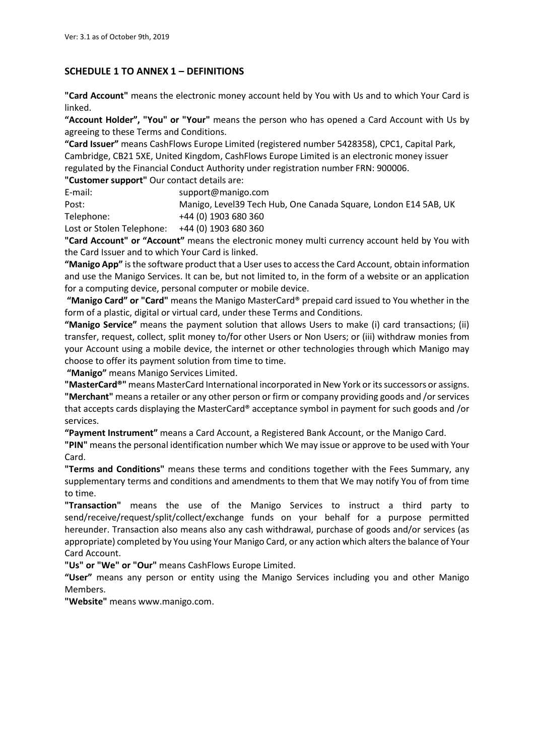## SCHEDULE 1 TO ANNEX 1 – DEFINITIONS

**"Card Account"** means the electronic money account held by You with Us and to which Your Card is linked.

**"Account Holder", "You" or "Your"** means the person who has opened a Card Account with Us by agreeing to these Terms and Conditions.

**"Card Issuer"** means CashFlows Europe Limited (registered number 5428358), CPC1, Capital Park, Cambridge, CB21 5XE, United Kingdom, CashFlows Europe Limited is an electronic money issuer regulated by the Financial Conduct Authority under registration number FRN: 900006.

**"Customer support"** Our contact details are:

| | |
|---|---|
| E-mail: | support@manigo.com |
| Post: | Manigo, Level39 Tech Hub, One Canada Square, London E14 5AB, UK |
| Telephone: | +44 (0) 1903 680 360 |
| Lost or Stolen Telephone: | +44 (0) 1903 680 360 |

**"Card Account" or "Account"** means the electronic money multi currency account held by You with the Card Issuer and to which Your Card is linked.

**"Manigo App"** is the software product that a User uses to access the Card Account, obtain information and use the Manigo Services. It can be, but not limited to, in the form of a website or an application for a computing device, personal computer or mobile device.

**"Manigo Card" or "Card"** means the Manigo MasterCard® prepaid card issued to You whether in the form of a plastic, digital or virtual card, under these Terms and Conditions.

**"Manigo Service"** means the payment solution that allows Users to make (i) card transactions; (ii) transfer, request, collect, split money to/for other Users or Non Users; or (iii) withdraw monies from your Account using a mobile device, the internet or other technologies through which Manigo may choose to offer its payment solution from time to time.

**"Manigo"** means Manigo Services Limited.

**"MasterCard®"** means MasterCard International incorporated in New York or its successors or assigns.

**"Merchant"** means a retailer or any other person or firm or company providing goods and /or services that accepts cards displaying the MasterCard® acceptance symbol in payment for such goods and /or services.

**"Payment Instrument"** means a Card Account, a Registered Bank Account, or the Manigo Card.

**"PIN"** means the personal identification number which We may issue or approve to be used with Your Card.

**"Terms and Conditions"** means these terms and conditions together with the Fees Summary, any supplementary terms and conditions and amendments to them that We may notify You of from time to time.

**"Transaction"** means the use of the Manigo Services to instruct a third party to send/receive/request/split/collect/exchange funds on your behalf for a purpose permitted hereunder. Transaction also means also any cash withdrawal, purchase of goods and/or services (as appropriate) completed by You using Your Manigo Card, or any action which alters the balance of Your Card Account.

**"Us" or "We" or "Our"** means CashFlows Europe Limited.

**"User"** means any person or entity using the Manigo Services including you and other Manigo Members.

**"Website"** means www.manigo.com.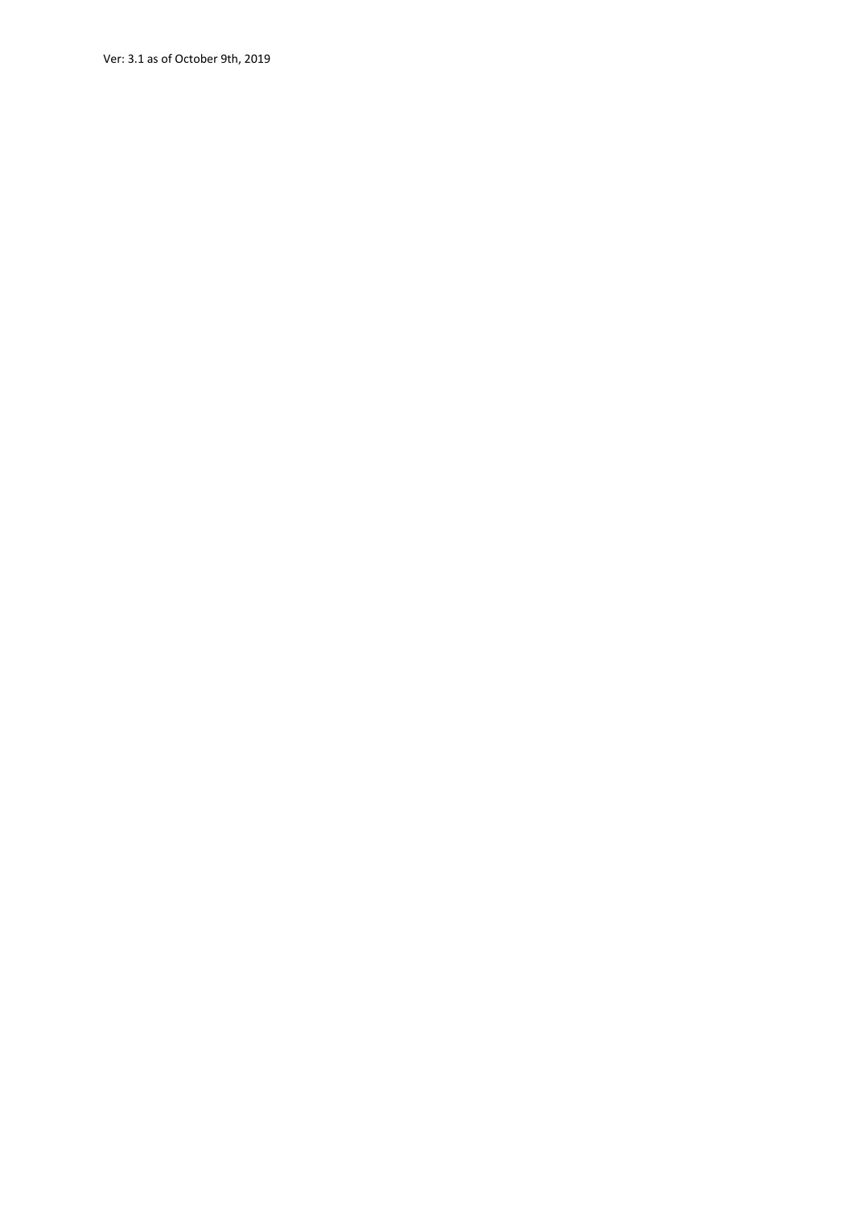Ver: 3.1 as of October 9th, 2019